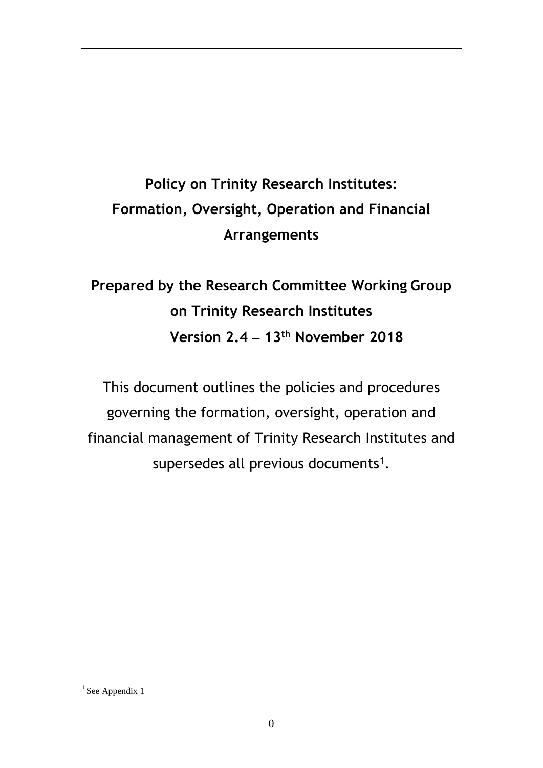# Policy on Trinity Research Institutes: Formation, Oversight, Operation and Financial Arrangements

## Prepared by the Research Committee Working Group on Trinity Research Institutes

**Version 2.4 – 13th November 2018**

This document outlines the policies and procedures governing the formation, oversight, operation and financial management of Trinity Research Institutes and supersedes all previous documents[1].

---

[1] See Appendix 1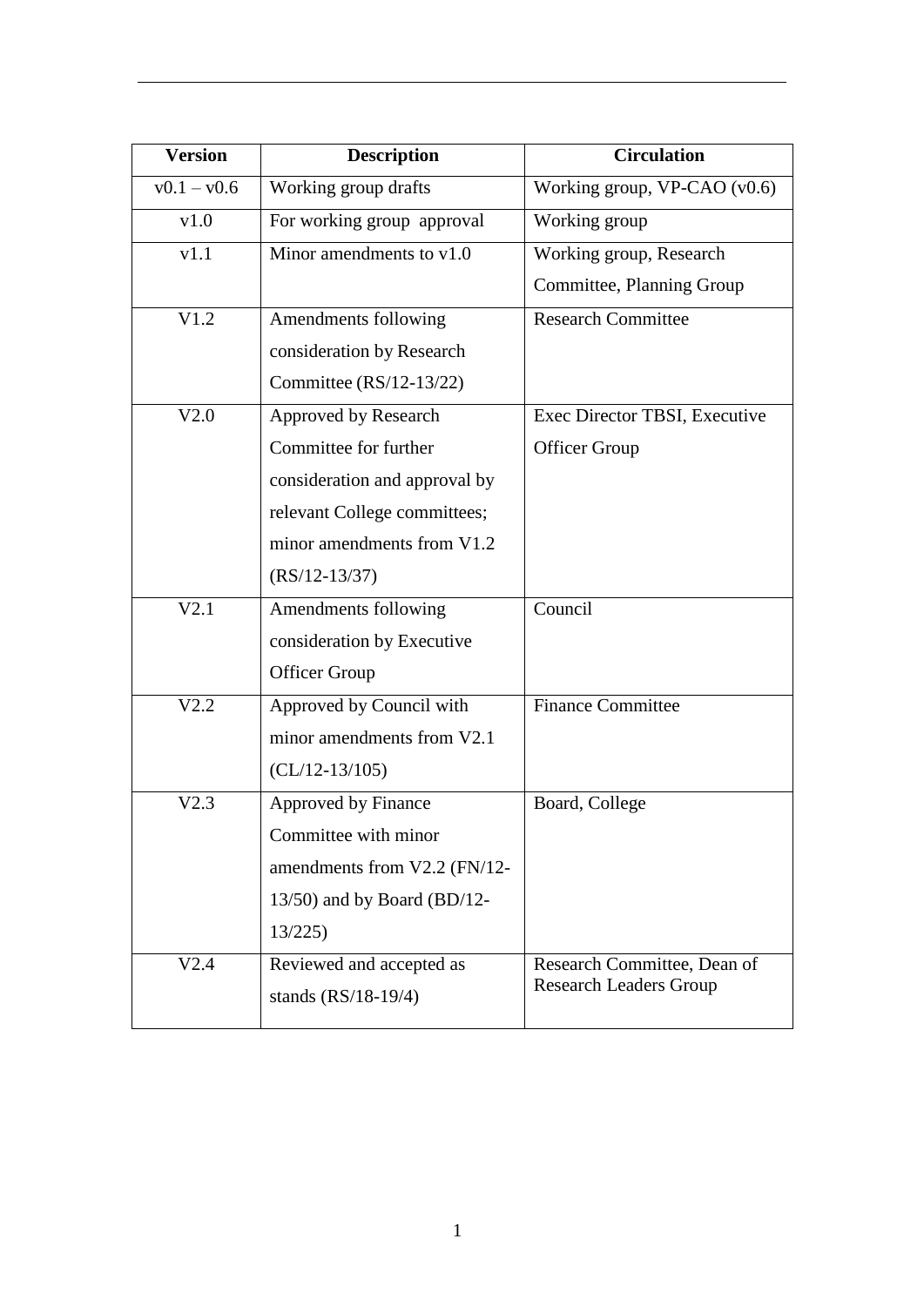| Version | Description | Circulation |
| --- | --- | --- |
| v0.1 – v0.6 | Working group drafts | Working group, VP-CAO (v0.6) |
| v1.0 | For working group approval | Working group |
| v1.1 | Minor amendments to v1.0 | Working group, Research Committee, Planning Group |
| V1.2 | Amendments following consideration by Research Committee (RS/12-13/22) | Research Committee |
| V2.0 | Approved by Research Committee for further consideration and approval by relevant College committees; minor amendments from V1.2 (RS/12-13/37) | Exec Director TBSI, Executive Officer Group |
| V2.1 | Amendments following consideration by Executive Officer Group | Council |
| V2.2 | Approved by Council with minor amendments from V2.1 (CL/12-13/105) | Finance Committee |
| V2.3 | Approved by Finance Committee with minor amendments from V2.2 (FN/12-13/50) and by Board (BD/12-13/225) | Board, College |
| V2.4 | Reviewed and accepted as stands (RS/18-19/4) | Research Committee, Dean of Research Leaders Group |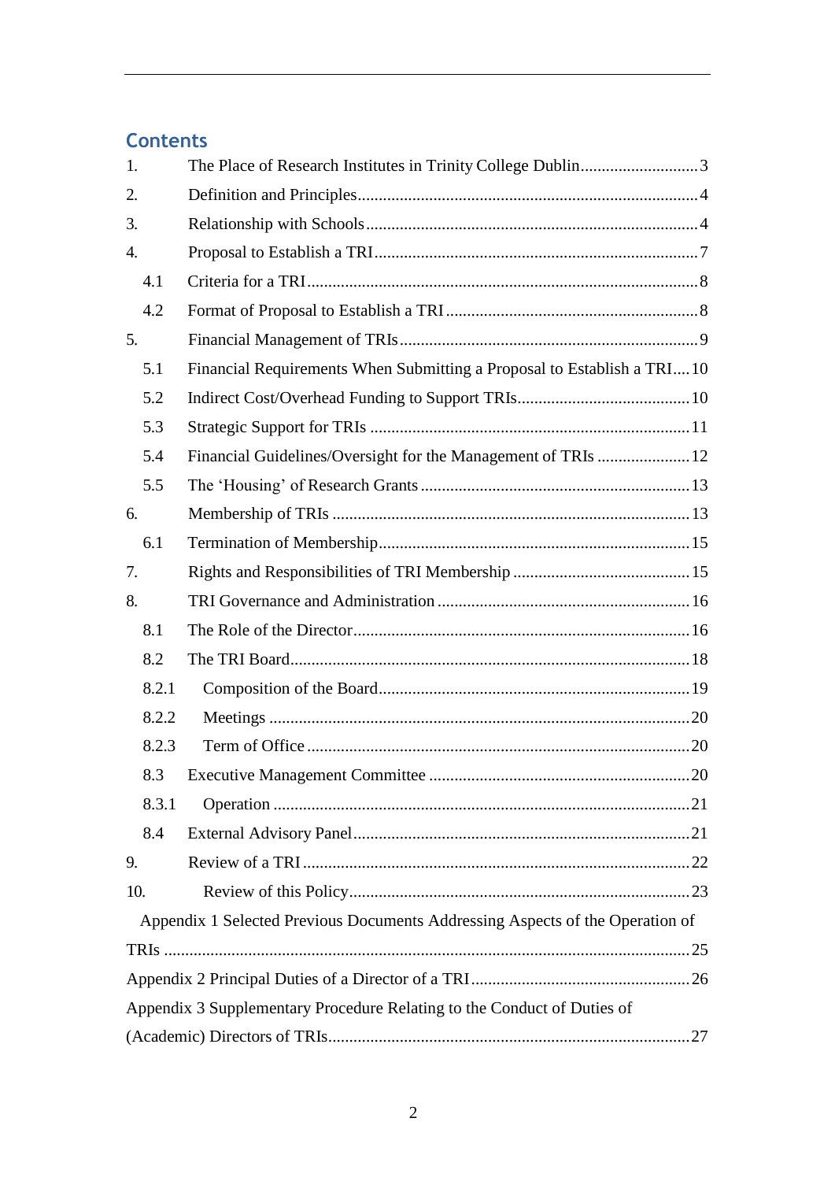## Contents

1. The Place of Research Institutes in Trinity College Dublin ........................... 3
2. Definition and Principles ................................................................................ 4
3. Relationship with Schools ............................................................................. 4
4. Proposal to Establish a TRI ........................................................................... 7
   - 4.1 Criteria for a TRI ........................................................................................ 8
   - 4.2 Format of Proposal to Establish a TRI ........................................................ 8
5. Financial Management of TRIs ..................................................................... 9
   - 5.1 Financial Requirements When Submitting a Proposal to Establish a TRI .... 10
   - 5.2 Indirect Cost/Overhead Funding to Support TRIs ....................................... 10
   - 5.3 Strategic Support for TRIs ......................................................................... 11
   - 5.4 Financial Guidelines/Oversight for the Management of TRIs ...................... 12
   - 5.5 The 'Housing' of Research Grants ............................................................... 13
6. Membership of TRIs ..................................................................................... 13
   - 6.1 Termination of Membership ........................................................................ 15
7. Rights and Responsibilities of TRI Membership .......................................... 15
8. TRI Governance and Administration ............................................................ 16
   - 8.1 The Role of the Director ............................................................................. 16
   - 8.2 The TRI Board ............................................................................................ 18
     - 8.2.1 Composition of the Board ..................................................................... 19
     - 8.2.2 Meetings ............................................................................................... 20
     - 8.2.3 Term of Office ...................................................................................... 20
   - 8.3 Executive Management Committee ............................................................ 20
     - 8.3.1 Operation .............................................................................................. 21
   - 8.4 External Advisory Panel .............................................................................. 21
9. Review of a TRI ........................................................................................... 22
10. Review of this Policy ................................................................................... 23

Appendix 1 Selected Previous Documents Addressing Aspects of the Operation of TRIs ........................................................................................................................ 25

Appendix 2 Principal Duties of a Director of a TRI ........................................................ 26

Appendix 3 Supplementary Procedure Relating to the Conduct of Duties of (Academic) Directors of TRIs ...................................................................................... 27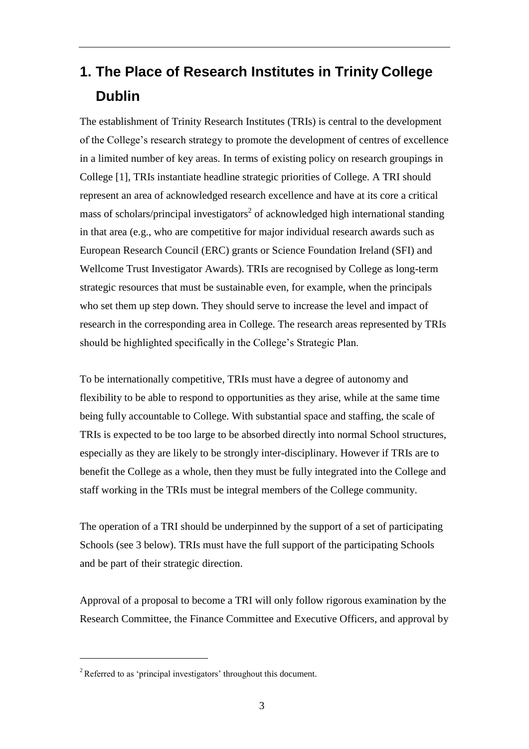# 1. The Place of Research Institutes in Trinity College Dublin

The establishment of Trinity Research Institutes (TRIs) is central to the development of the College's research strategy to promote the development of centres of excellence in a limited number of key areas. In terms of existing policy on research groupings in College [1], TRIs instantiate headline strategic priorities of College. A TRI should represent an area of acknowledged research excellence and have at its core a critical mass of scholars/principal investigators[2] of acknowledged high international standing in that area (e.g., who are competitive for major individual research awards such as European Research Council (ERC) grants or Science Foundation Ireland (SFI) and Wellcome Trust Investigator Awards). TRIs are recognised by College as long-term strategic resources that must be sustainable even, for example, when the principals who set them up step down. They should serve to increase the level and impact of research in the corresponding area in College. The research areas represented by TRIs should be highlighted specifically in the College's Strategic Plan.

To be internationally competitive, TRIs must have a degree of autonomy and flexibility to be able to respond to opportunities as they arise, while at the same time being fully accountable to College. With substantial space and staffing, the scale of TRIs is expected to be too large to be absorbed directly into normal School structures, especially as they are likely to be strongly inter-disciplinary. However if TRIs are to benefit the College as a whole, then they must be fully integrated into the College and staff working in the TRIs must be integral members of the College community.

The operation of a TRI should be underpinned by the support of a set of participating Schools (see 3 below). TRIs must have the full support of the participating Schools and be part of their strategic direction.

Approval of a proposal to become a TRI will only follow rigorous examination by the Research Committee, the Finance Committee and Executive Officers, and approval by

[2] Referred to as 'principal investigators' throughout this document.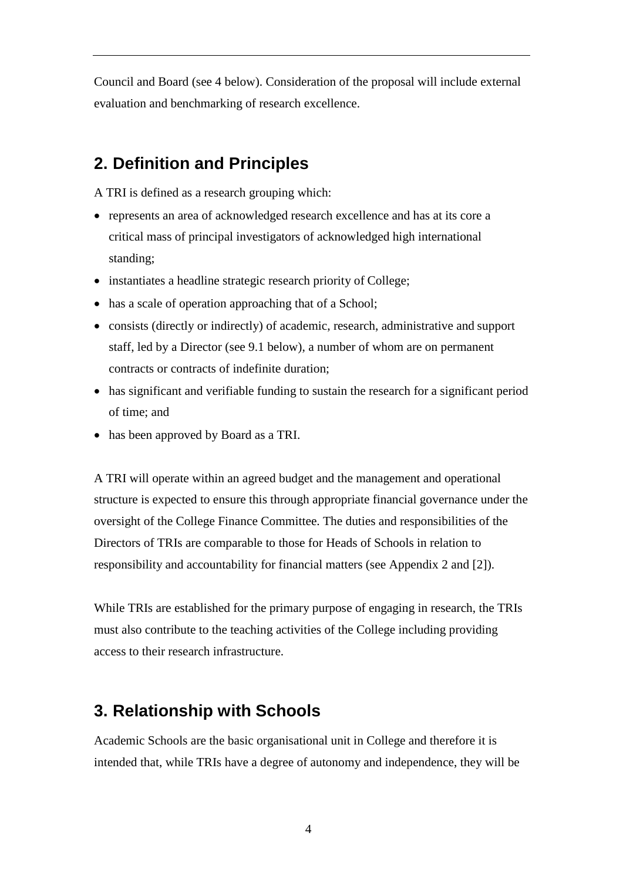Council and Board (see 4 below). Consideration of the proposal will include external evaluation and benchmarking of research excellence.

## 2. Definition and Principles

A TRI is defined as a research grouping which:

- represents an area of acknowledged research excellence and has at its core a critical mass of principal investigators of acknowledged high international standing;
- instantiates a headline strategic research priority of College;
- has a scale of operation approaching that of a School;
- consists (directly or indirectly) of academic, research, administrative and support staff, led by a Director (see 9.1 below), a number of whom are on permanent contracts or contracts of indefinite duration;
- has significant and verifiable funding to sustain the research for a significant period of time; and
- has been approved by Board as a TRI.

A TRI will operate within an agreed budget and the management and operational structure is expected to ensure this through appropriate financial governance under the oversight of the College Finance Committee. The duties and responsibilities of the Directors of TRIs are comparable to those for Heads of Schools in relation to responsibility and accountability for financial matters (see Appendix 2 and [2]).

While TRIs are established for the primary purpose of engaging in research, the TRIs must also contribute to the teaching activities of the College including providing access to their research infrastructure.

## 3. Relationship with Schools

Academic Schools are the basic organisational unit in College and therefore it is intended that, while TRIs have a degree of autonomy and independence, they will be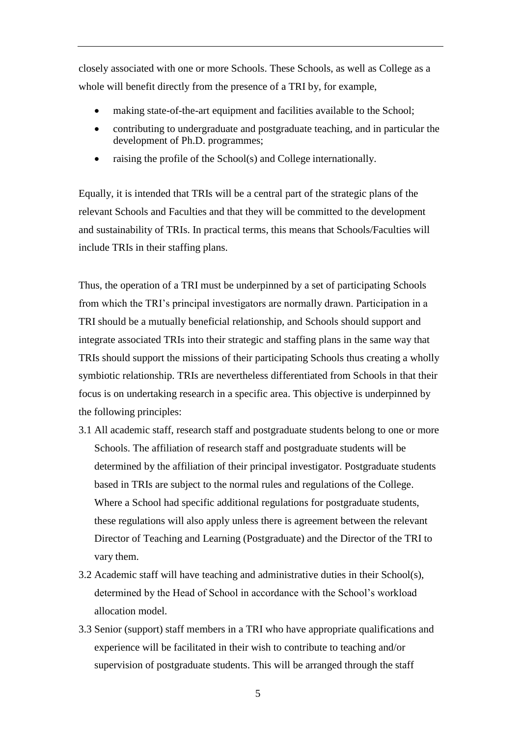closely associated with one or more Schools. These Schools, as well as College as a whole will benefit directly from the presence of a TRI by, for example,

- making state-of-the-art equipment and facilities available to the School;
- contributing to undergraduate and postgraduate teaching, and in particular the development of Ph.D. programmes;
- raising the profile of the School(s) and College internationally.

Equally, it is intended that TRIs will be a central part of the strategic plans of the relevant Schools and Faculties and that they will be committed to the development and sustainability of TRIs. In practical terms, this means that Schools/Faculties will include TRIs in their staffing plans.

Thus, the operation of a TRI must be underpinned by a set of participating Schools from which the TRI's principal investigators are normally drawn. Participation in a TRI should be a mutually beneficial relationship, and Schools should support and integrate associated TRIs into their strategic and staffing plans in the same way that TRIs should support the missions of their participating Schools thus creating a wholly symbiotic relationship. TRIs are nevertheless differentiated from Schools in that their focus is on undertaking research in a specific area. This objective is underpinned by the following principles:

3.1 All academic staff, research staff and postgraduate students belong to one or more Schools. The affiliation of research staff and postgraduate students will be determined by the affiliation of their principal investigator. Postgraduate students based in TRIs are subject to the normal rules and regulations of the College. Where a School had specific additional regulations for postgraduate students, these regulations will also apply unless there is agreement between the relevant Director of Teaching and Learning (Postgraduate) and the Director of the TRI to vary them.

3.2 Academic staff will have teaching and administrative duties in their School(s), determined by the Head of School in accordance with the School's workload allocation model.

3.3 Senior (support) staff members in a TRI who have appropriate qualifications and experience will be facilitated in their wish to contribute to teaching and/or supervision of postgraduate students. This will be arranged through the staff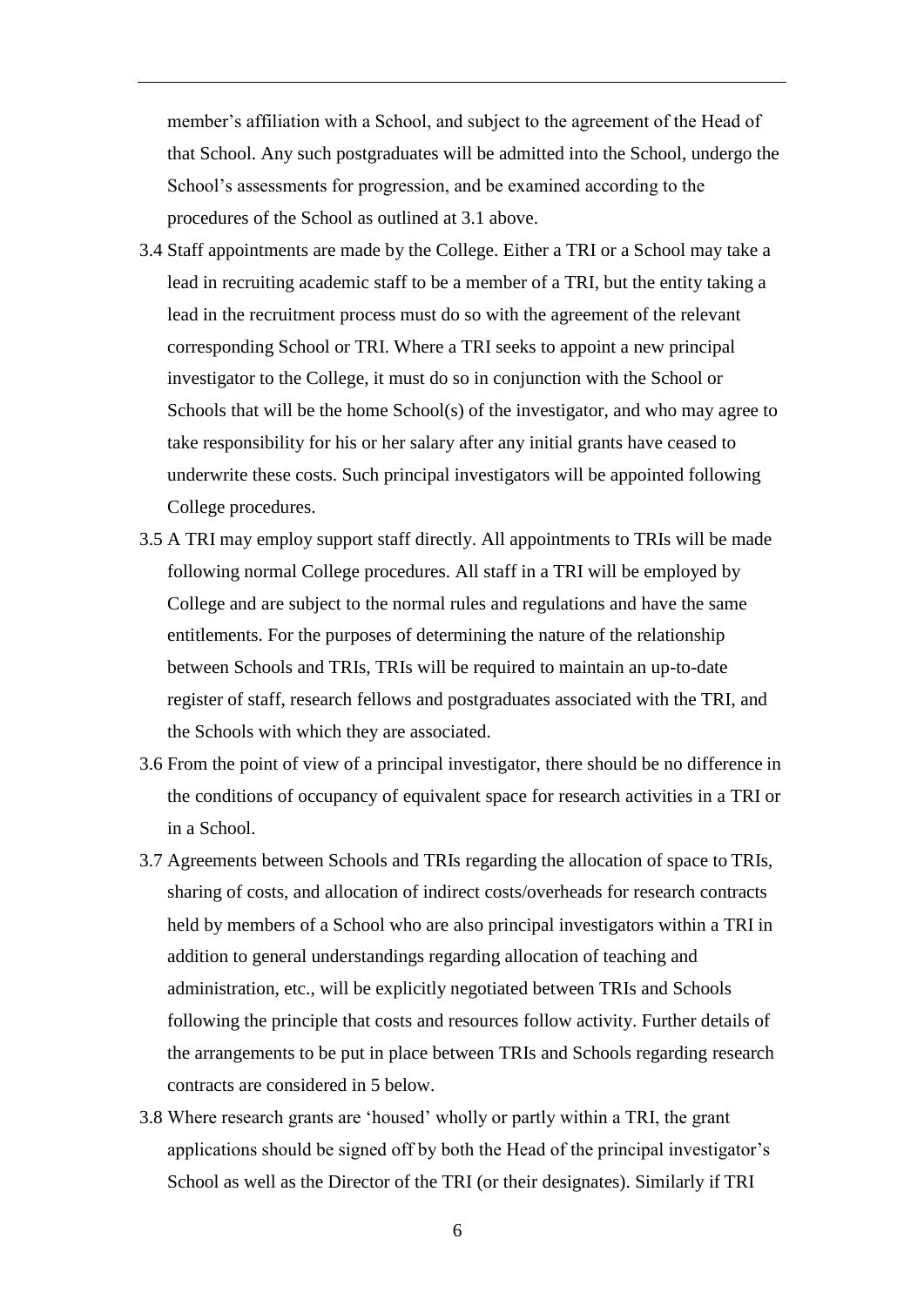member's affiliation with a School, and subject to the agreement of the Head of that School. Any such postgraduates will be admitted into the School, undergo the School's assessments for progression, and be examined according to the procedures of the School as outlined at 3.1 above.

3.4 Staff appointments are made by the College. Either a TRI or a School may take a lead in recruiting academic staff to be a member of a TRI, but the entity taking a lead in the recruitment process must do so with the agreement of the relevant corresponding School or TRI. Where a TRI seeks to appoint a new principal investigator to the College, it must do so in conjunction with the School or Schools that will be the home School(s) of the investigator, and who may agree to take responsibility for his or her salary after any initial grants have ceased to underwrite these costs. Such principal investigators will be appointed following College procedures.

3.5 A TRI may employ support staff directly. All appointments to TRIs will be made following normal College procedures. All staff in a TRI will be employed by College and are subject to the normal rules and regulations and have the same entitlements. For the purposes of determining the nature of the relationship between Schools and TRIs, TRIs will be required to maintain an up-to-date register of staff, research fellows and postgraduates associated with the TRI, and the Schools with which they are associated.

3.6 From the point of view of a principal investigator, there should be no difference in the conditions of occupancy of equivalent space for research activities in a TRI or in a School.

3.7 Agreements between Schools and TRIs regarding the allocation of space to TRIs, sharing of costs, and allocation of indirect costs/overheads for research contracts held by members of a School who are also principal investigators within a TRI in addition to general understandings regarding allocation of teaching and administration, etc., will be explicitly negotiated between TRIs and Schools following the principle that costs and resources follow activity. Further details of the arrangements to be put in place between TRIs and Schools regarding research contracts are considered in 5 below.

3.8 Where research grants are 'housed' wholly or partly within a TRI, the grant applications should be signed off by both the Head of the principal investigator's School as well as the Director of the TRI (or their designates). Similarly if TRI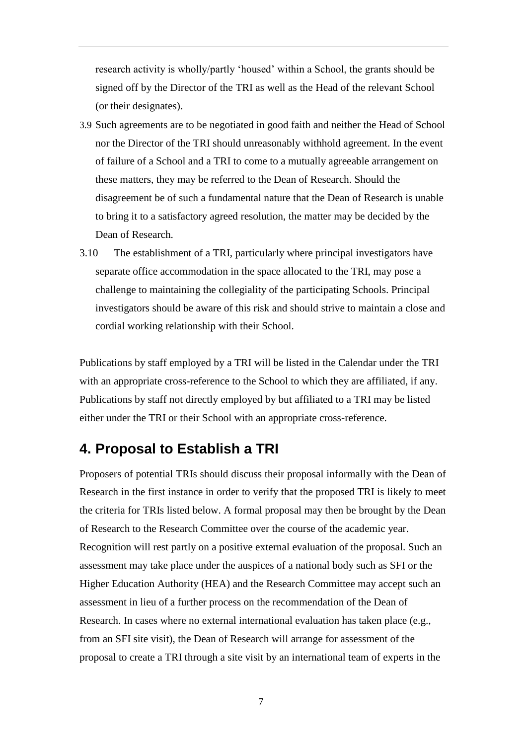research activity is wholly/partly 'housed' within a School, the grants should be signed off by the Director of the TRI as well as the Head of the relevant School (or their designates).

3.9 Such agreements are to be negotiated in good faith and neither the Head of School nor the Director of the TRI should unreasonably withhold agreement. In the event of failure of a School and a TRI to come to a mutually agreeable arrangement on these matters, they may be referred to the Dean of Research. Should the disagreement be of such a fundamental nature that the Dean of Research is unable to bring it to a satisfactory agreed resolution, the matter may be decided by the Dean of Research.

3.10 The establishment of a TRI, particularly where principal investigators have separate office accommodation in the space allocated to the TRI, may pose a challenge to maintaining the collegiality of the participating Schools. Principal investigators should be aware of this risk and should strive to maintain a close and cordial working relationship with their School.

Publications by staff employed by a TRI will be listed in the Calendar under the TRI with an appropriate cross-reference to the School to which they are affiliated, if any. Publications by staff not directly employed by but affiliated to a TRI may be listed either under the TRI or their School with an appropriate cross-reference.

## 4. Proposal to Establish a TRI

Proposers of potential TRIs should discuss their proposal informally with the Dean of Research in the first instance in order to verify that the proposed TRI is likely to meet the criteria for TRIs listed below. A formal proposal may then be brought by the Dean of Research to the Research Committee over the course of the academic year. Recognition will rest partly on a positive external evaluation of the proposal. Such an assessment may take place under the auspices of a national body such as SFI or the Higher Education Authority (HEA) and the Research Committee may accept such an assessment in lieu of a further process on the recommendation of the Dean of Research. In cases where no external international evaluation has taken place (e.g., from an SFI site visit), the Dean of Research will arrange for assessment of the proposal to create a TRI through a site visit by an international team of experts in the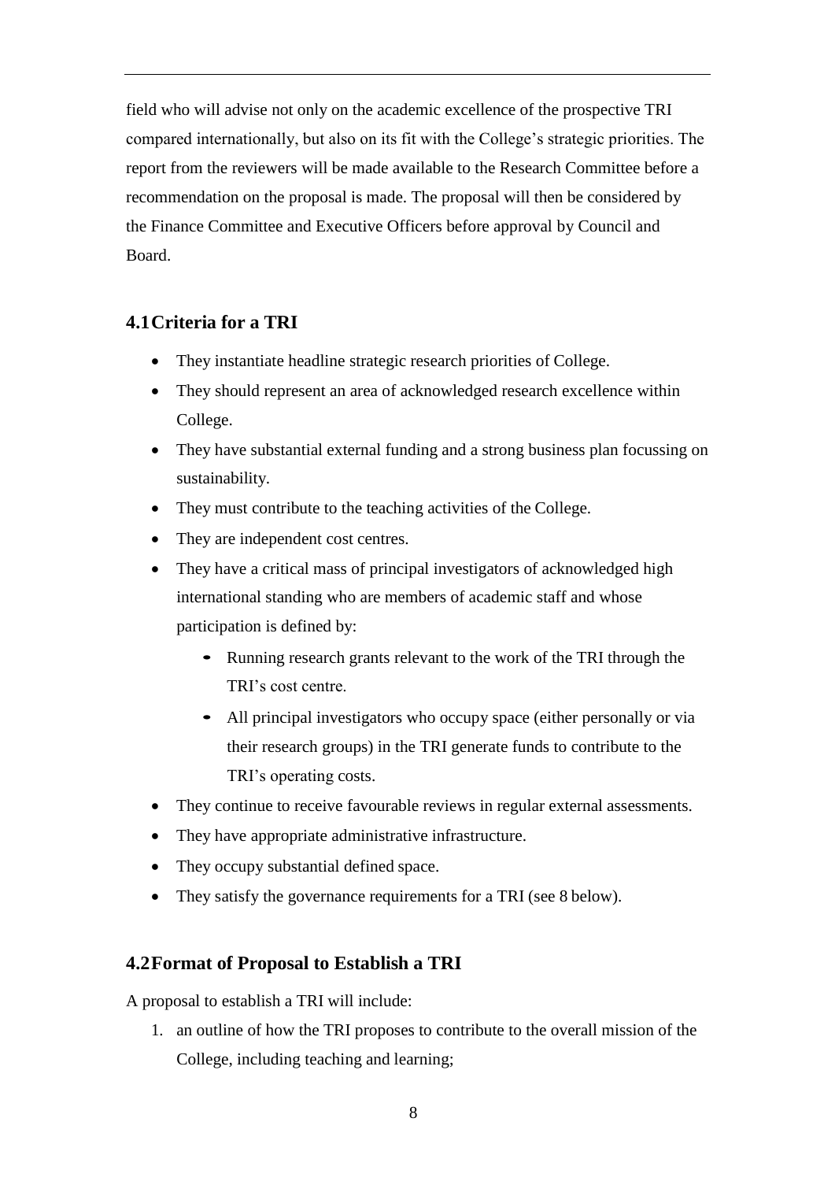field who will advise not only on the academic excellence of the prospective TRI compared internationally, but also on its fit with the College's strategic priorities. The report from the reviewers will be made available to the Research Committee before a recommendation on the proposal is made. The proposal will then be considered by the Finance Committee and Executive Officers before approval by Council and Board.

### 4.1 Criteria for a TRI

- They instantiate headline strategic research priorities of College.
- They should represent an area of acknowledged research excellence within College.
- They have substantial external funding and a strong business plan focussing on sustainability.
- They must contribute to the teaching activities of the College.
- They are independent cost centres.
- They have a critical mass of principal investigators of acknowledged high international standing who are members of academic staff and whose participation is defined by:
    - Running research grants relevant to the work of the TRI through the TRI's cost centre.
    - All principal investigators who occupy space (either personally or via their research groups) in the TRI generate funds to contribute to the TRI's operating costs.
- They continue to receive favourable reviews in regular external assessments.
- They have appropriate administrative infrastructure.
- They occupy substantial defined space.
- They satisfy the governance requirements for a TRI (see 8 below).

### 4.2 Format of Proposal to Establish a TRI

A proposal to establish a TRI will include:

1. an outline of how the TRI proposes to contribute to the overall mission of the College, including teaching and learning;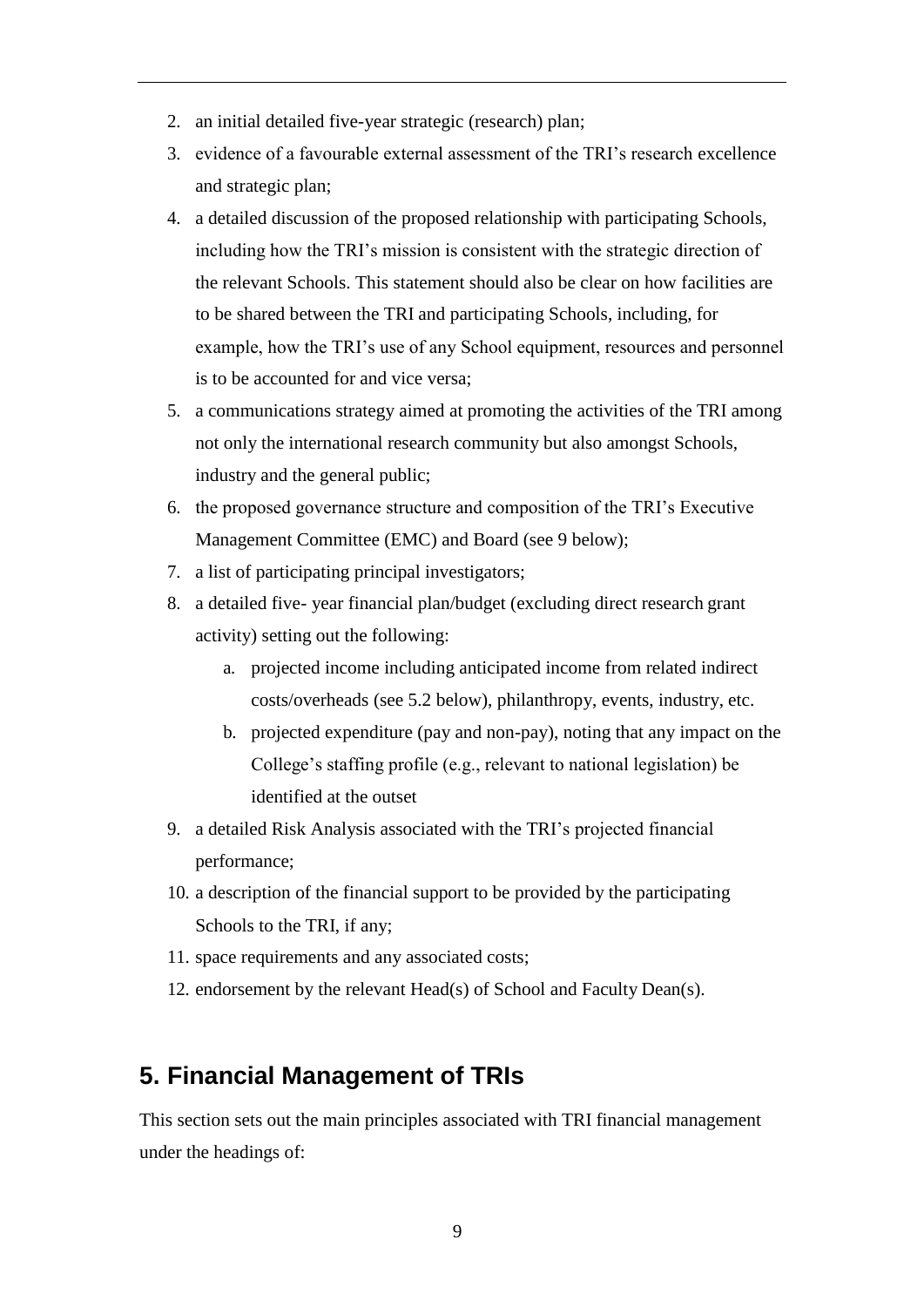2. an initial detailed five-year strategic (research) plan;
3. evidence of a favourable external assessment of the TRI's research excellence and strategic plan;
4. a detailed discussion of the proposed relationship with participating Schools, including how the TRI's mission is consistent with the strategic direction of the relevant Schools. This statement should also be clear on how facilities are to be shared between the TRI and participating Schools, including, for example, how the TRI's use of any School equipment, resources and personnel is to be accounted for and vice versa;
5. a communications strategy aimed at promoting the activities of the TRI among not only the international research community but also amongst Schools, industry and the general public;
6. the proposed governance structure and composition of the TRI's Executive Management Committee (EMC) and Board (see 9 below);
7. a list of participating principal investigators;
8. a detailed five- year financial plan/budget (excluding direct research grant activity) setting out the following:
    a. projected income including anticipated income from related indirect costs/overheads (see 5.2 below), philanthropy, events, industry, etc.
    b. projected expenditure (pay and non-pay), noting that any impact on the College's staffing profile (e.g., relevant to national legislation) be identified at the outset
9. a detailed Risk Analysis associated with the TRI's projected financial performance;
10. a description of the financial support to be provided by the participating Schools to the TRI, if any;
11. space requirements and any associated costs;
12. endorsement by the relevant Head(s) of School and Faculty Dean(s).

## 5. Financial Management of TRIs

This section sets out the main principles associated with TRI financial management under the headings of: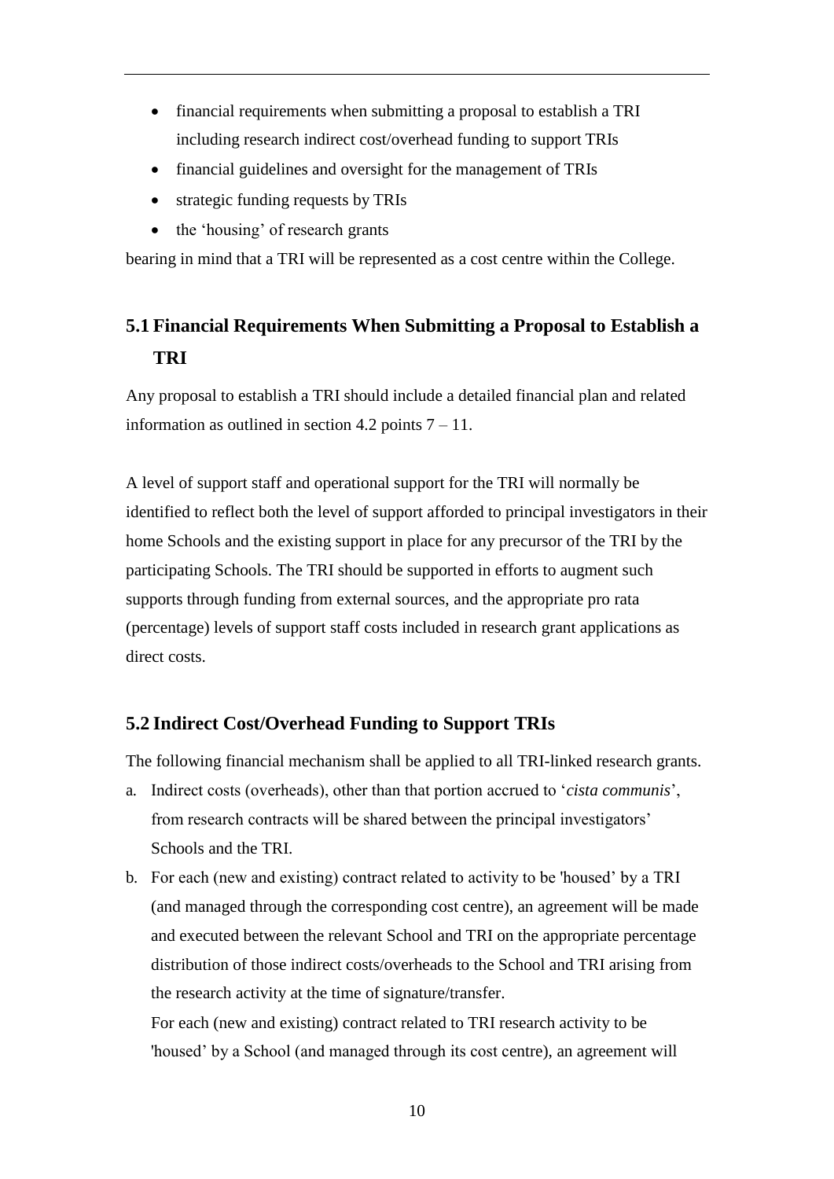- financial requirements when submitting a proposal to establish a TRI including research indirect cost/overhead funding to support TRIs
- financial guidelines and oversight for the management of TRIs
- strategic funding requests by TRIs
- the 'housing' of research grants

bearing in mind that a TRI will be represented as a cost centre within the College.

## 5.1 Financial Requirements When Submitting a Proposal to Establish a TRI

Any proposal to establish a TRI should include a detailed financial plan and related information as outlined in section 4.2 points 7 – 11.

A level of support staff and operational support for the TRI will normally be identified to reflect both the level of support afforded to principal investigators in their home Schools and the existing support in place for any precursor of the TRI by the participating Schools. The TRI should be supported in efforts to augment such supports through funding from external sources, and the appropriate pro rata (percentage) levels of support staff costs included in research grant applications as direct costs.

## 5.2 Indirect Cost/Overhead Funding to Support TRIs

The following financial mechanism shall be applied to all TRI-linked research grants.

a. Indirect costs (overheads), other than that portion accrued to '*cista communis*', from research contracts will be shared between the principal investigators' Schools and the TRI.

b. For each (new and existing) contract related to activity to be 'housed' by a TRI (and managed through the corresponding cost centre), an agreement will be made and executed between the relevant School and TRI on the appropriate percentage distribution of those indirect costs/overheads to the School and TRI arising from the research activity at the time of signature/transfer.

   For each (new and existing) contract related to TRI research activity to be 'housed' by a School (and managed through its cost centre), an agreement will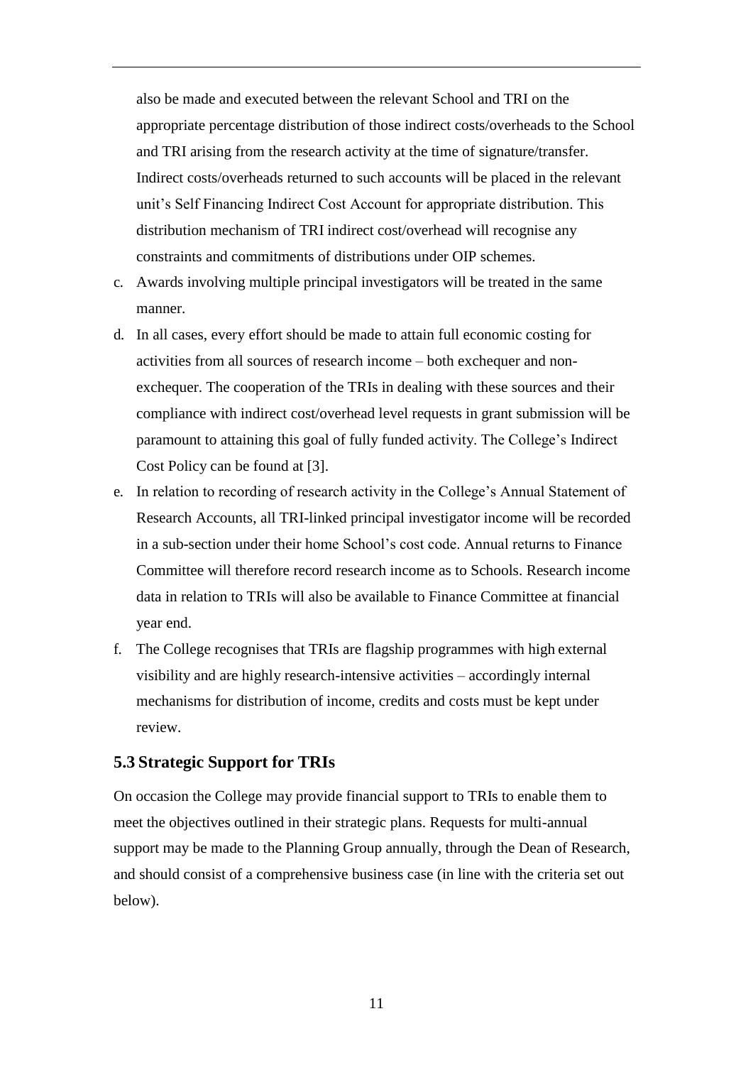also be made and executed between the relevant School and TRI on the appropriate percentage distribution of those indirect costs/overheads to the School and TRI arising from the research activity at the time of signature/transfer. Indirect costs/overheads returned to such accounts will be placed in the relevant unit's Self Financing Indirect Cost Account for appropriate distribution. This distribution mechanism of TRI indirect cost/overhead will recognise any constraints and commitments of distributions under OIP schemes.

c. Awards involving multiple principal investigators will be treated in the same manner.
d. In all cases, every effort should be made to attain full economic costing for activities from all sources of research income – both exchequer and non-exchequer. The cooperation of the TRIs in dealing with these sources and their compliance with indirect cost/overhead level requests in grant submission will be paramount to attaining this goal of fully funded activity. The College's Indirect Cost Policy can be found at [3].
e. In relation to recording of research activity in the College's Annual Statement of Research Accounts, all TRI-linked principal investigator income will be recorded in a sub-section under their home School's cost code. Annual returns to Finance Committee will therefore record research income as to Schools. Research income data in relation to TRIs will also be available to Finance Committee at financial year end.
f. The College recognises that TRIs are flagship programmes with high external visibility and are highly research-intensive activities – accordingly internal mechanisms for distribution of income, credits and costs must be kept under review.

### 5.3 Strategic Support for TRIs

On occasion the College may provide financial support to TRIs to enable them to meet the objectives outlined in their strategic plans. Requests for multi-annual support may be made to the Planning Group annually, through the Dean of Research, and should consist of a comprehensive business case (in line with the criteria set out below).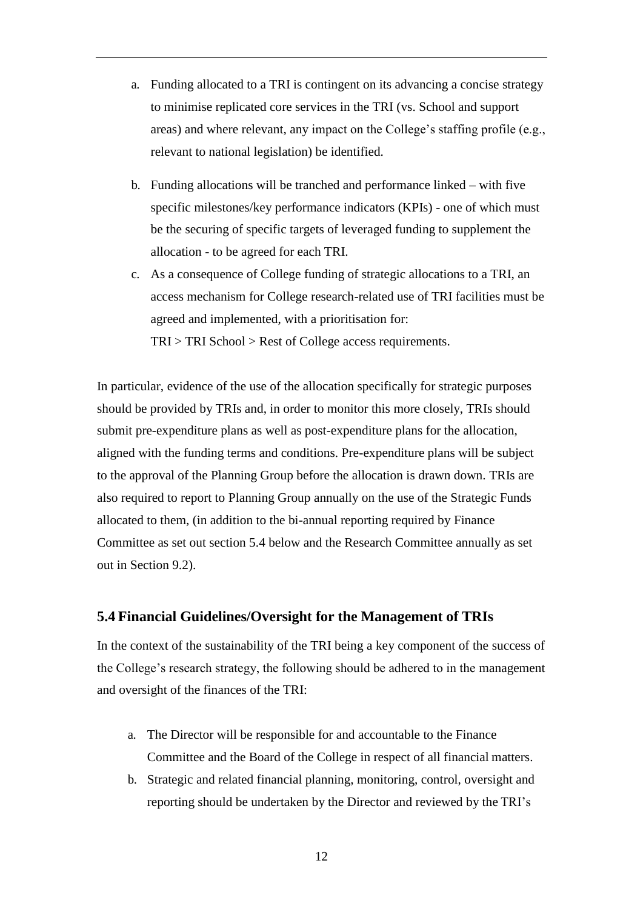a. Funding allocated to a TRI is contingent on its advancing a concise strategy to minimise replicated core services in the TRI (vs. School and support areas) and where relevant, any impact on the College's staffing profile (e.g., relevant to national legislation) be identified.
b. Funding allocations will be tranched and performance linked – with five specific milestones/key performance indicators (KPIs) - one of which must be the securing of specific targets of leveraged funding to supplement the allocation - to be agreed for each TRI.
c. As a consequence of College funding of strategic allocations to a TRI, an access mechanism for College research-related use of TRI facilities must be agreed and implemented, with a prioritisation for:
   TRI > TRI School > Rest of College access requirements.

In particular, evidence of the use of the allocation specifically for strategic purposes should be provided by TRIs and, in order to monitor this more closely, TRIs should submit pre-expenditure plans as well as post-expenditure plans for the allocation, aligned with the funding terms and conditions. Pre-expenditure plans will be subject to the approval of the Planning Group before the allocation is drawn down. TRIs are also required to report to Planning Group annually on the use of the Strategic Funds allocated to them, (in addition to the bi-annual reporting required by Finance Committee as set out section 5.4 below and the Research Committee annually as set out in Section 9.2).

## 5.4 Financial Guidelines/Oversight for the Management of TRIs

In the context of the sustainability of the TRI being a key component of the success of the College's research strategy, the following should be adhered to in the management and oversight of the finances of the TRI:

a. The Director will be responsible for and accountable to the Finance Committee and the Board of the College in respect of all financial matters.
b. Strategic and related financial planning, monitoring, control, oversight and reporting should be undertaken by the Director and reviewed by the TRI's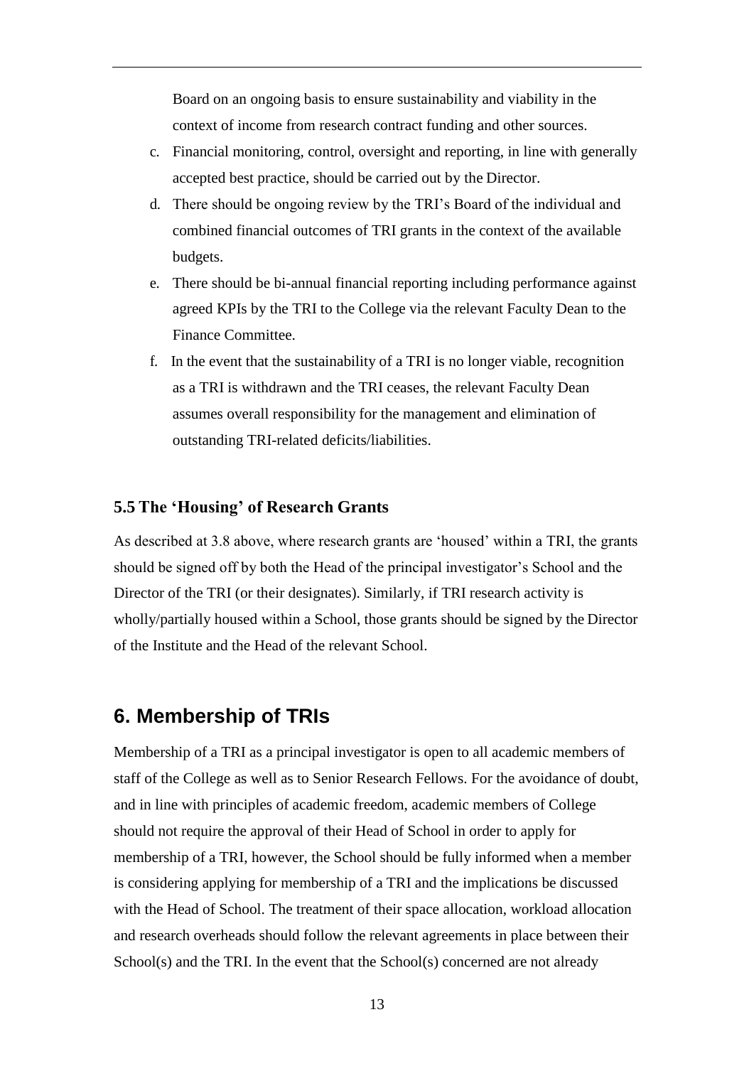Board on an ongoing basis to ensure sustainability and viability in the context of income from research contract funding and other sources.

c. Financial monitoring, control, oversight and reporting, in line with generally accepted best practice, should be carried out by the Director.
d. There should be ongoing review by the TRI's Board of the individual and combined financial outcomes of TRI grants in the context of the available budgets.
e. There should be bi-annual financial reporting including performance against agreed KPIs by the TRI to the College via the relevant Faculty Dean to the Finance Committee.
f. In the event that the sustainability of a TRI is no longer viable, recognition as a TRI is withdrawn and the TRI ceases, the relevant Faculty Dean assumes overall responsibility for the management and elimination of outstanding TRI-related deficits/liabilities.

### 5.5 The 'Housing' of Research Grants

As described at 3.8 above, where research grants are 'housed' within a TRI, the grants should be signed off by both the Head of the principal investigator's School and the Director of the TRI (or their designates). Similarly, if TRI research activity is wholly/partially housed within a School, those grants should be signed by the Director of the Institute and the Head of the relevant School.

## 6. Membership of TRIs

Membership of a TRI as a principal investigator is open to all academic members of staff of the College as well as to Senior Research Fellows. For the avoidance of doubt, and in line with principles of academic freedom, academic members of College should not require the approval of their Head of School in order to apply for membership of a TRI, however, the School should be fully informed when a member is considering applying for membership of a TRI and the implications be discussed with the Head of School. The treatment of their space allocation, workload allocation and research overheads should follow the relevant agreements in place between their School(s) and the TRI. In the event that the School(s) concerned are not already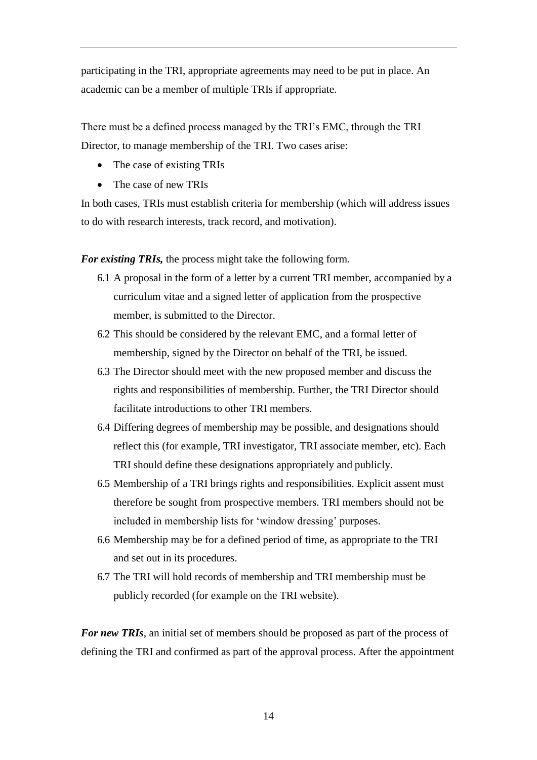participating in the TRI, appropriate agreements may need to be put in place. An academic can be a member of multiple TRIs if appropriate.

There must be a defined process managed by the TRI's EMC, through the TRI Director, to manage membership of the TRI. Two cases arise:

- The case of existing TRIs
- The case of new TRIs

In both cases, TRIs must establish criteria for membership (which will address issues to do with research interests, track record, and motivation).

***For existing TRIs,*** the process might take the following form.

6.1 A proposal in the form of a letter by a current TRI member, accompanied by a curriculum vitae and a signed letter of application from the prospective member, is submitted to the Director.

6.2 This should be considered by the relevant EMC, and a formal letter of membership, signed by the Director on behalf of the TRI, be issued.

6.3 The Director should meet with the new proposed member and discuss the rights and responsibilities of membership. Further, the TRI Director should facilitate introductions to other TRI members.

6.4 Differing degrees of membership may be possible, and designations should reflect this (for example, TRI investigator, TRI associate member, etc). Each TRI should define these designations appropriately and publicly.

6.5 Membership of a TRI brings rights and responsibilities. Explicit assent must therefore be sought from prospective members. TRI members should not be included in membership lists for 'window dressing' purposes.

6.6 Membership may be for a defined period of time, as appropriate to the TRI and set out in its procedures.

6.7 The TRI will hold records of membership and TRI membership must be publicly recorded (for example on the TRI website).

***For new TRIs***, an initial set of members should be proposed as part of the process of defining the TRI and confirmed as part of the approval process. After the appointment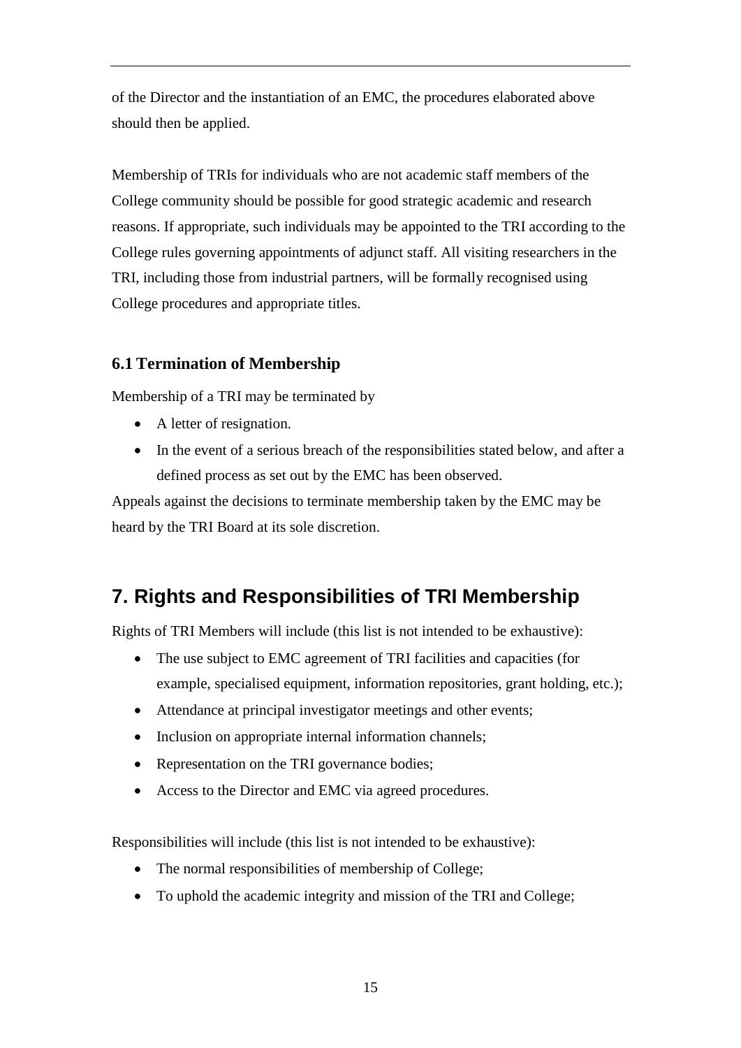of the Director and the instantiation of an EMC, the procedures elaborated above should then be applied.

Membership of TRIs for individuals who are not academic staff members of the College community should be possible for good strategic academic and research reasons. If appropriate, such individuals may be appointed to the TRI according to the College rules governing appointments of adjunct staff. All visiting researchers in the TRI, including those from industrial partners, will be formally recognised using College procedures and appropriate titles.

### 6.1 Termination of Membership

Membership of a TRI may be terminated by

- A letter of resignation.
- In the event of a serious breach of the responsibilities stated below, and after a defined process as set out by the EMC has been observed.

Appeals against the decisions to terminate membership taken by the EMC may be heard by the TRI Board at its sole discretion.

## 7. Rights and Responsibilities of TRI Membership

Rights of TRI Members will include (this list is not intended to be exhaustive):

- The use subject to EMC agreement of TRI facilities and capacities (for example, specialised equipment, information repositories, grant holding, etc.);
- Attendance at principal investigator meetings and other events;
- Inclusion on appropriate internal information channels;
- Representation on the TRI governance bodies;
- Access to the Director and EMC via agreed procedures.

Responsibilities will include (this list is not intended to be exhaustive):

- The normal responsibilities of membership of College;
- To uphold the academic integrity and mission of the TRI and College;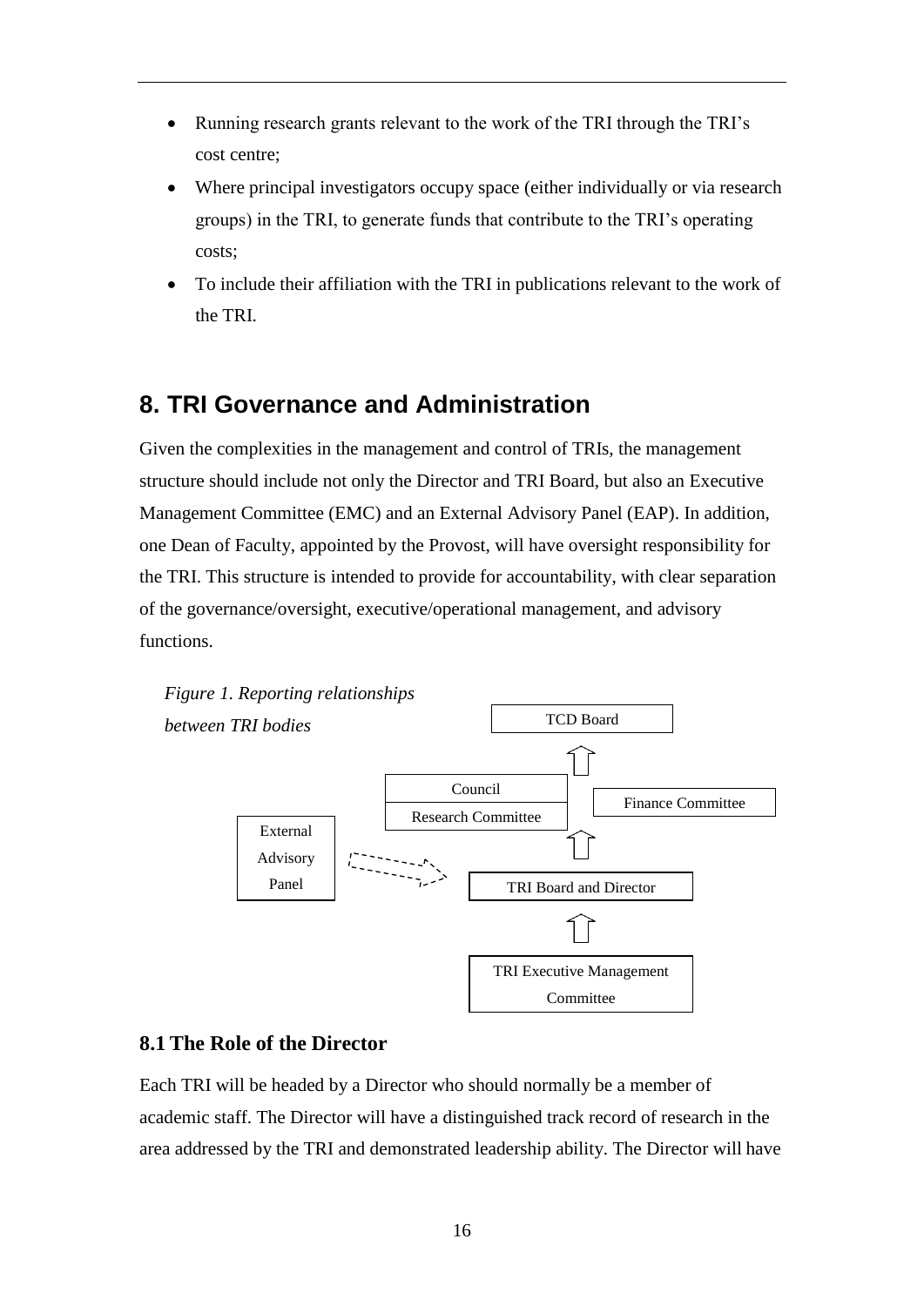- Running research grants relevant to the work of the TRI through the TRI's cost centre;
- Where principal investigators occupy space (either individually or via research groups) in the TRI, to generate funds that contribute to the TRI's operating costs;
- To include their affiliation with the TRI in publications relevant to the work of the TRI.

## 8. TRI Governance and Administration

Given the complexities in the management and control of TRIs, the management structure should include not only the Director and TRI Board, but also an Executive Management Committee (EMC) and an External Advisory Panel (EAP). In addition, one Dean of Faculty, appointed by the Provost, will have oversight responsibility for the TRI. This structure is intended to provide for accountability, with clear separation of the governance/oversight, executive/operational management, and advisory functions.

*Figure 1. Reporting relationships between TRI bodies*

TCD Board

Council

Research Committee

Finance Committee

External Advisory Panel

TRI Board and Director

TRI Executive Management Committee

### 8.1 The Role of the Director

Each TRI will be headed by a Director who should normally be a member of academic staff. The Director will have a distinguished track record of research in the area addressed by the TRI and demonstrated leadership ability. The Director will have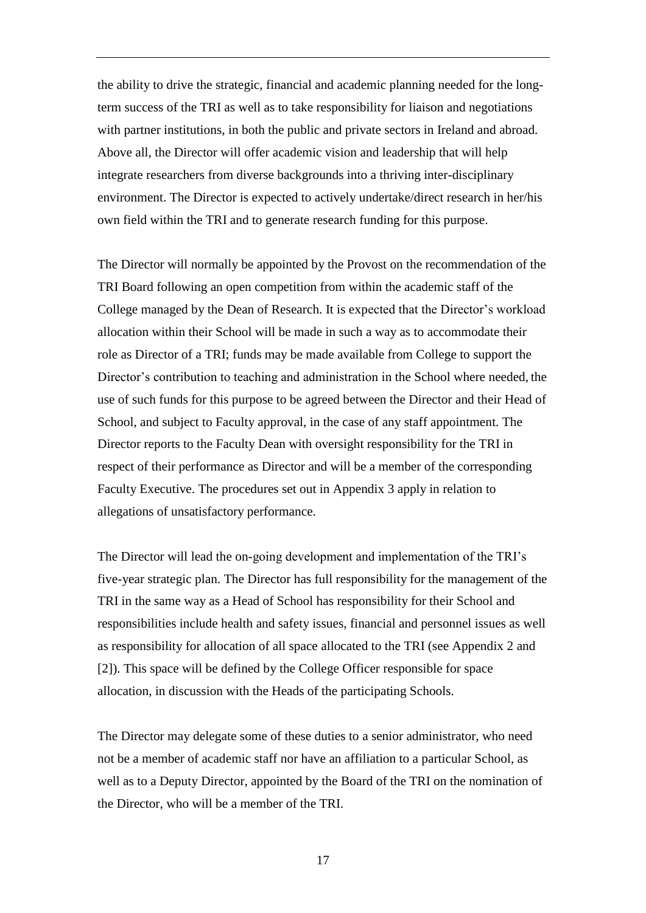the ability to drive the strategic, financial and academic planning needed for the long-term success of the TRI as well as to take responsibility for liaison and negotiations with partner institutions, in both the public and private sectors in Ireland and abroad. Above all, the Director will offer academic vision and leadership that will help integrate researchers from diverse backgrounds into a thriving inter-disciplinary environment. The Director is expected to actively undertake/direct research in her/his own field within the TRI and to generate research funding for this purpose.

The Director will normally be appointed by the Provost on the recommendation of the TRI Board following an open competition from within the academic staff of the College managed by the Dean of Research. It is expected that the Director's workload allocation within their School will be made in such a way as to accommodate their role as Director of a TRI; funds may be made available from College to support the Director's contribution to teaching and administration in the School where needed, the use of such funds for this purpose to be agreed between the Director and their Head of School, and subject to Faculty approval, in the case of any staff appointment. The Director reports to the Faculty Dean with oversight responsibility for the TRI in respect of their performance as Director and will be a member of the corresponding Faculty Executive. The procedures set out in Appendix 3 apply in relation to allegations of unsatisfactory performance.

The Director will lead the on-going development and implementation of the TRI's five-year strategic plan. The Director has full responsibility for the management of the TRI in the same way as a Head of School has responsibility for their School and responsibilities include health and safety issues, financial and personnel issues as well as responsibility for allocation of all space allocated to the TRI (see Appendix 2 and [2]). This space will be defined by the College Officer responsible for space allocation, in discussion with the Heads of the participating Schools.

The Director may delegate some of these duties to a senior administrator, who need not be a member of academic staff nor have an affiliation to a particular School, as well as to a Deputy Director, appointed by the Board of the TRI on the nomination of the Director, who will be a member of the TRI.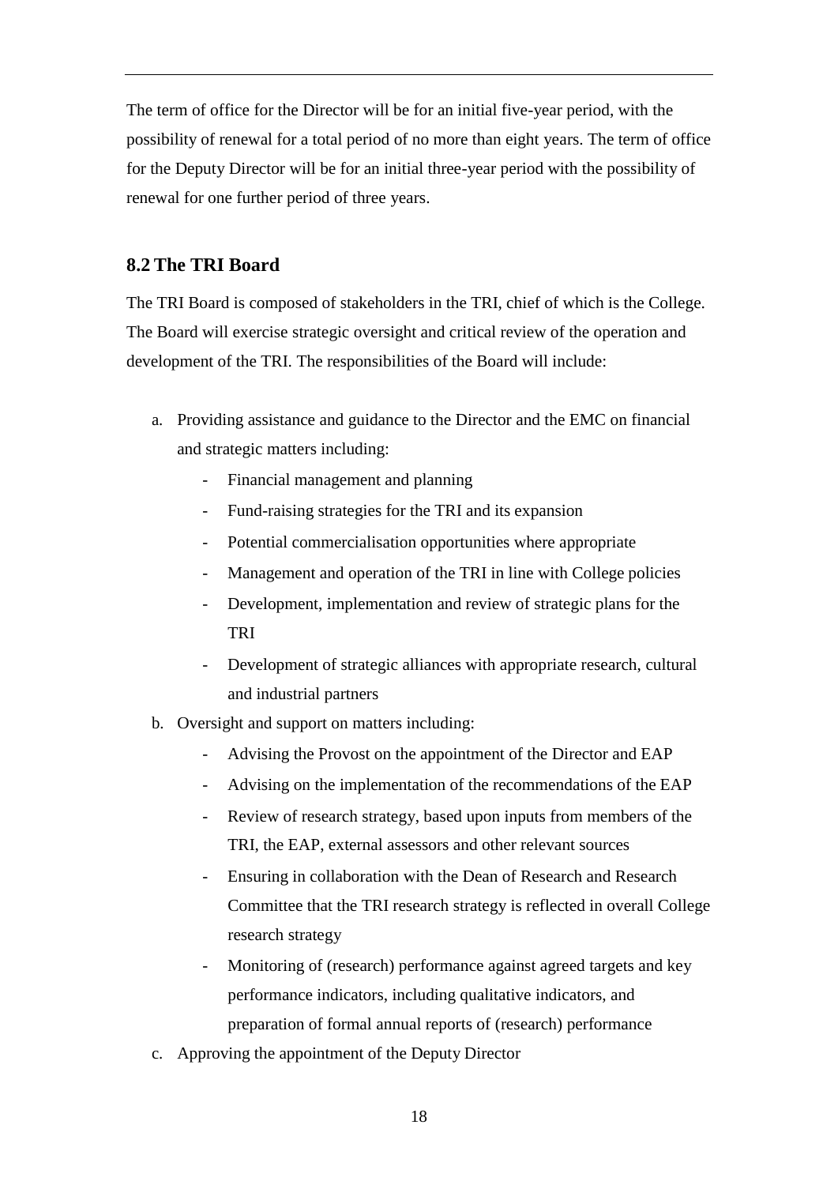The term of office for the Director will be for an initial five-year period, with the possibility of renewal for a total period of no more than eight years. The term of office for the Deputy Director will be for an initial three-year period with the possibility of renewal for one further period of three years.

## 8.2 The TRI Board

The TRI Board is composed of stakeholders in the TRI, chief of which is the College. The Board will exercise strategic oversight and critical review of the operation and development of the TRI. The responsibilities of the Board will include:

a. Providing assistance and guidance to the Director and the EMC on financial and strategic matters including:
    - Financial management and planning
    - Fund-raising strategies for the TRI and its expansion
    - Potential commercialisation opportunities where appropriate
    - Management and operation of the TRI in line with College policies
    - Development, implementation and review of strategic plans for the TRI
    - Development of strategic alliances with appropriate research, cultural and industrial partners
b. Oversight and support on matters including:
    - Advising the Provost on the appointment of the Director and EAP
    - Advising on the implementation of the recommendations of the EAP
    - Review of research strategy, based upon inputs from members of the TRI, the EAP, external assessors and other relevant sources
    - Ensuring in collaboration with the Dean of Research and Research Committee that the TRI research strategy is reflected in overall College research strategy
    - Monitoring of (research) performance against agreed targets and key performance indicators, including qualitative indicators, and preparation of formal annual reports of (research) performance
c. Approving the appointment of the Deputy Director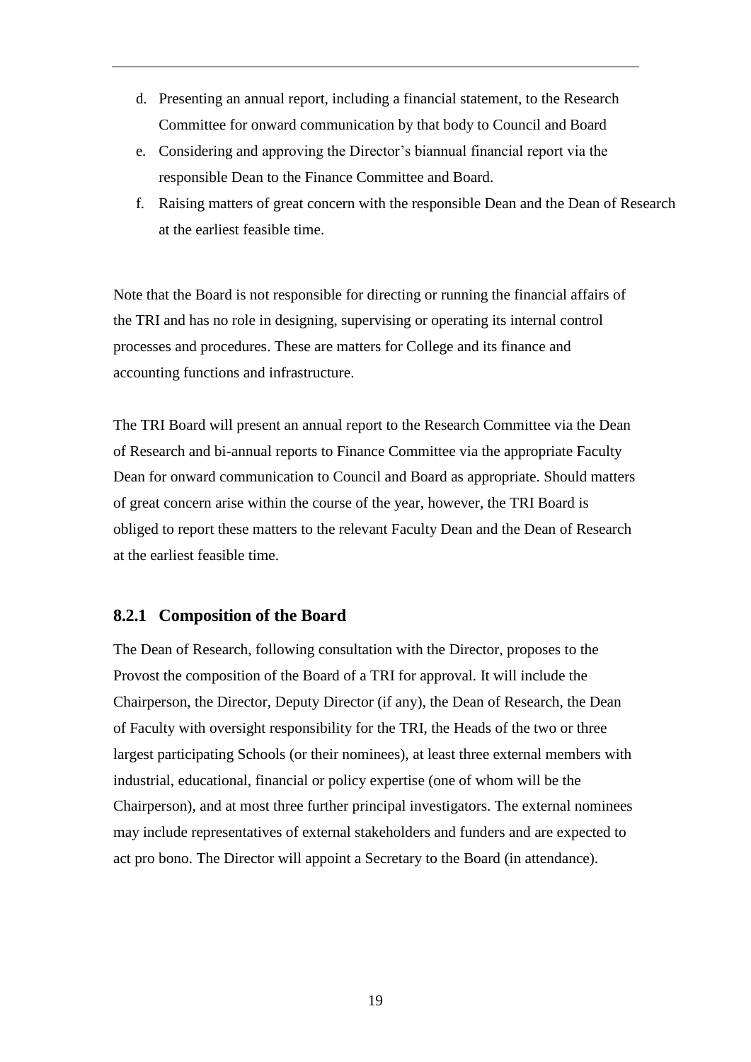d. Presenting an annual report, including a financial statement, to the Research Committee for onward communication by that body to Council and Board
e. Considering and approving the Director's biannual financial report via the responsible Dean to the Finance Committee and Board.
f. Raising matters of great concern with the responsible Dean and the Dean of Research at the earliest feasible time.

Note that the Board is not responsible for directing or running the financial affairs of the TRI and has no role in designing, supervising or operating its internal control processes and procedures. These are matters for College and its finance and accounting functions and infrastructure.

The TRI Board will present an annual report to the Research Committee via the Dean of Research and bi-annual reports to Finance Committee via the appropriate Faculty Dean for onward communication to Council and Board as appropriate. Should matters of great concern arise within the course of the year, however, the TRI Board is obliged to report these matters to the relevant Faculty Dean and the Dean of Research at the earliest feasible time.

### 8.2.1 Composition of the Board

The Dean of Research, following consultation with the Director, proposes to the Provost the composition of the Board of a TRI for approval. It will include the Chairperson, the Director, Deputy Director (if any), the Dean of Research, the Dean of Faculty with oversight responsibility for the TRI, the Heads of the two or three largest participating Schools (or their nominees), at least three external members with industrial, educational, financial or policy expertise (one of whom will be the Chairperson), and at most three further principal investigators. The external nominees may include representatives of external stakeholders and funders and are expected to act pro bono. The Director will appoint a Secretary to the Board (in attendance).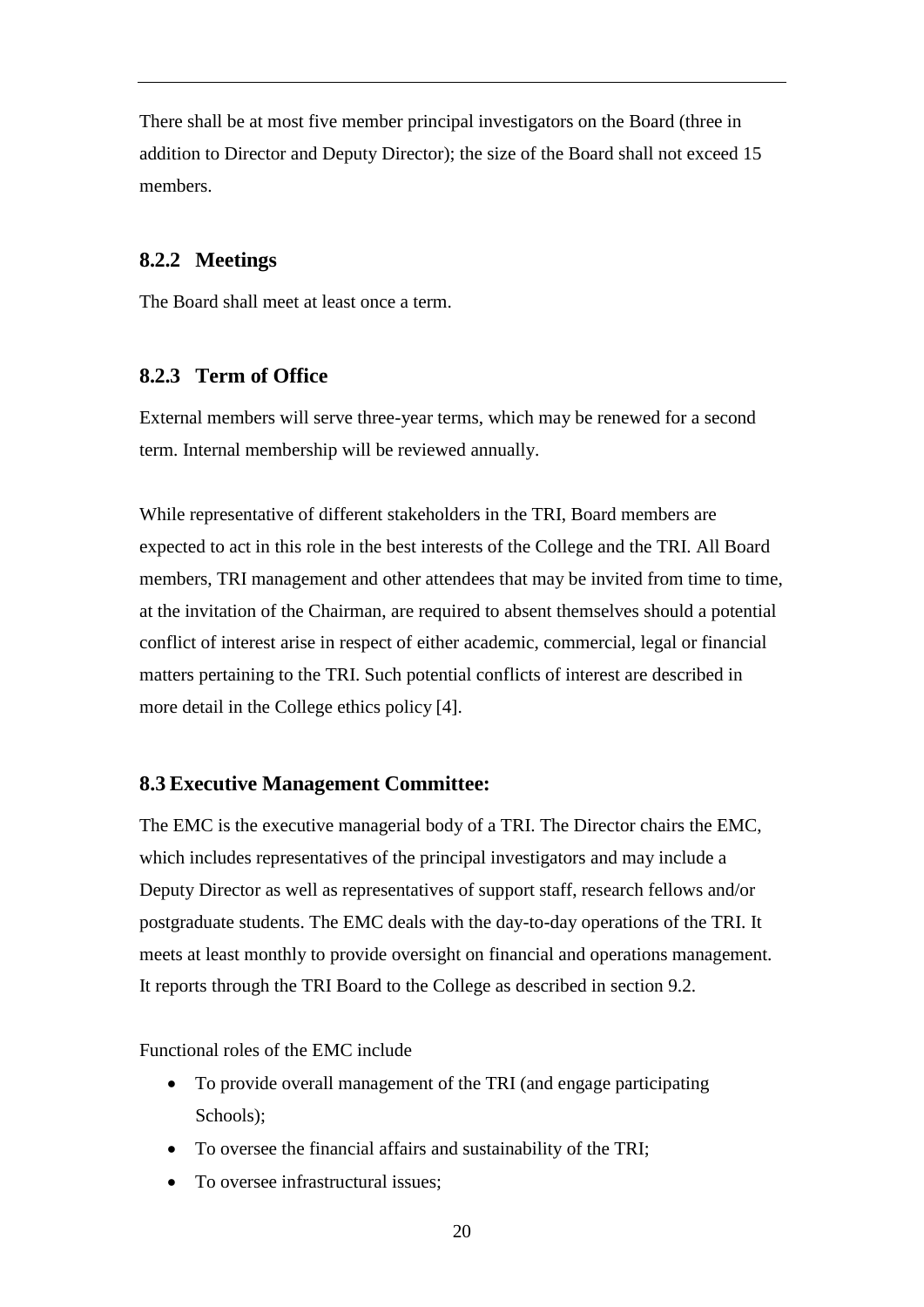There shall be at most five member principal investigators on the Board (three in addition to Director and Deputy Director); the size of the Board shall not exceed 15 members.

### 8.2.2 Meetings

The Board shall meet at least once a term.

### 8.2.3 Term of Office

External members will serve three-year terms, which may be renewed for a second term. Internal membership will be reviewed annually.

While representative of different stakeholders in the TRI, Board members are expected to act in this role in the best interests of the College and the TRI. All Board members, TRI management and other attendees that may be invited from time to time, at the invitation of the Chairman, are required to absent themselves should a potential conflict of interest arise in respect of either academic, commercial, legal or financial matters pertaining to the TRI. Such potential conflicts of interest are described in more detail in the College ethics policy [4].

## 8.3 Executive Management Committee:

The EMC is the executive managerial body of a TRI. The Director chairs the EMC, which includes representatives of the principal investigators and may include a Deputy Director as well as representatives of support staff, research fellows and/or postgraduate students. The EMC deals with the day-to-day operations of the TRI. It meets at least monthly to provide oversight on financial and operations management. It reports through the TRI Board to the College as described in section 9.2.

Functional roles of the EMC include

- To provide overall management of the TRI (and engage participating Schools);
- To oversee the financial affairs and sustainability of the TRI;
- To oversee infrastructural issues;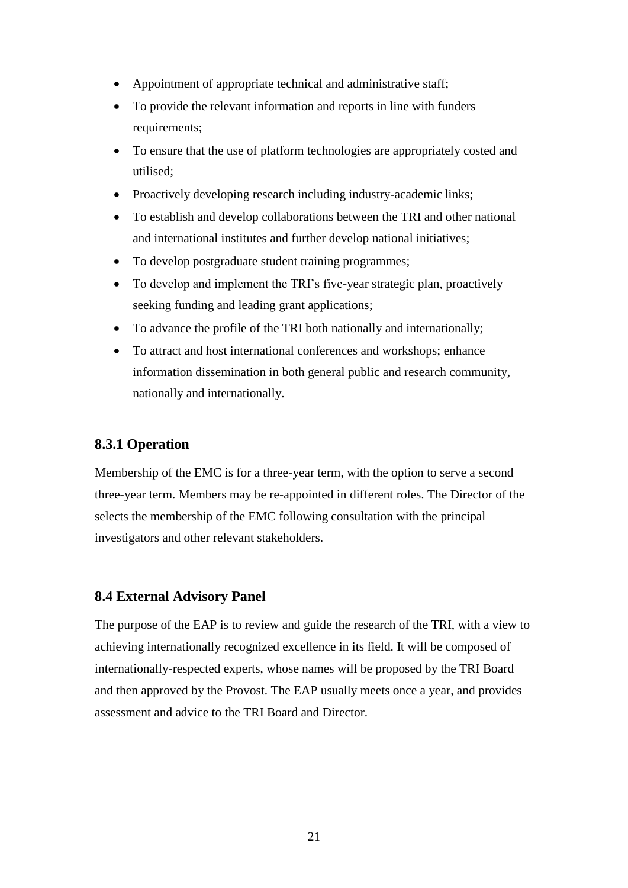- Appointment of appropriate technical and administrative staff;
- To provide the relevant information and reports in line with funders requirements;
- To ensure that the use of platform technologies are appropriately costed and utilised;
- Proactively developing research including industry-academic links;
- To establish and develop collaborations between the TRI and other national and international institutes and further develop national initiatives;
- To develop postgraduate student training programmes;
- To develop and implement the TRI's five-year strategic plan, proactively seeking funding and leading grant applications;
- To advance the profile of the TRI both nationally and internationally;
- To attract and host international conferences and workshops; enhance information dissemination in both general public and research community, nationally and internationally.

### 8.3.1 Operation

Membership of the EMC is for a three-year term, with the option to serve a second three-year term. Members may be re-appointed in different roles. The Director of the selects the membership of the EMC following consultation with the principal investigators and other relevant stakeholders.

## 8.4 External Advisory Panel

The purpose of the EAP is to review and guide the research of the TRI, with a view to achieving internationally recognized excellence in its field. It will be composed of internationally-respected experts, whose names will be proposed by the TRI Board and then approved by the Provost. The EAP usually meets once a year, and provides assessment and advice to the TRI Board and Director.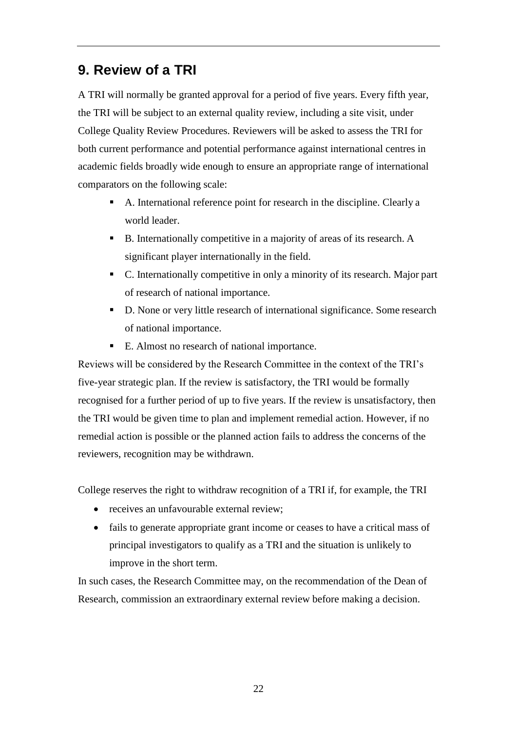## 9. Review of a TRI

A TRI will normally be granted approval for a period of five years. Every fifth year, the TRI will be subject to an external quality review, including a site visit, under College Quality Review Procedures. Reviewers will be asked to assess the TRI for both current performance and potential performance against international centres in academic fields broadly wide enough to ensure an appropriate range of international comparators on the following scale:

- A. International reference point for research in the discipline. Clearly a world leader.
- B. Internationally competitive in a majority of areas of its research. A significant player internationally in the field.
- C. Internationally competitive in only a minority of its research. Major part of research of national importance.
- D. None or very little research of international significance. Some research of national importance.
- E. Almost no research of national importance.

Reviews will be considered by the Research Committee in the context of the TRI's five-year strategic plan. If the review is satisfactory, the TRI would be formally recognised for a further period of up to five years. If the review is unsatisfactory, then the TRI would be given time to plan and implement remedial action. However, if no remedial action is possible or the planned action fails to address the concerns of the reviewers, recognition may be withdrawn.

College reserves the right to withdraw recognition of a TRI if, for example, the TRI

- receives an unfavourable external review;
- fails to generate appropriate grant income or ceases to have a critical mass of principal investigators to qualify as a TRI and the situation is unlikely to improve in the short term.

In such cases, the Research Committee may, on the recommendation of the Dean of Research, commission an extraordinary external review before making a decision.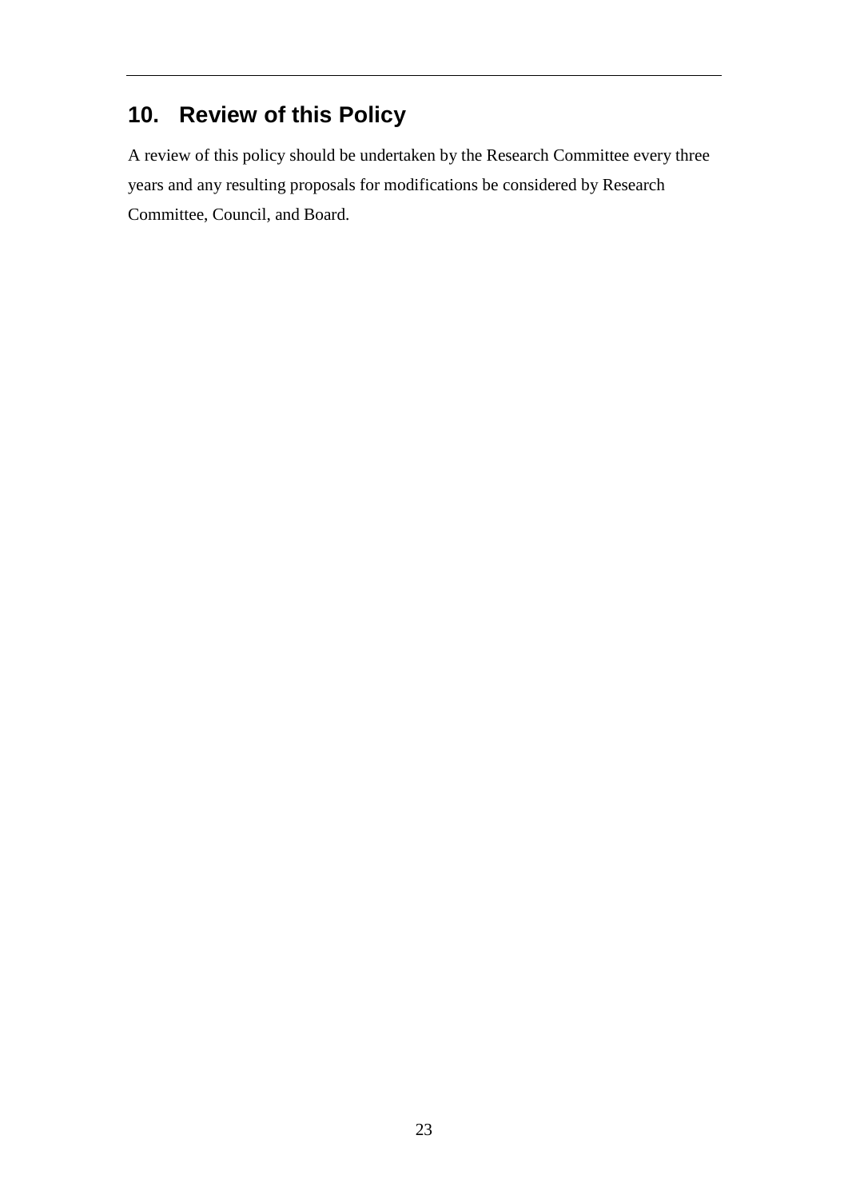## 10. Review of this Policy

A review of this policy should be undertaken by the Research Committee every three years and any resulting proposals for modifications be considered by Research Committee, Council, and Board.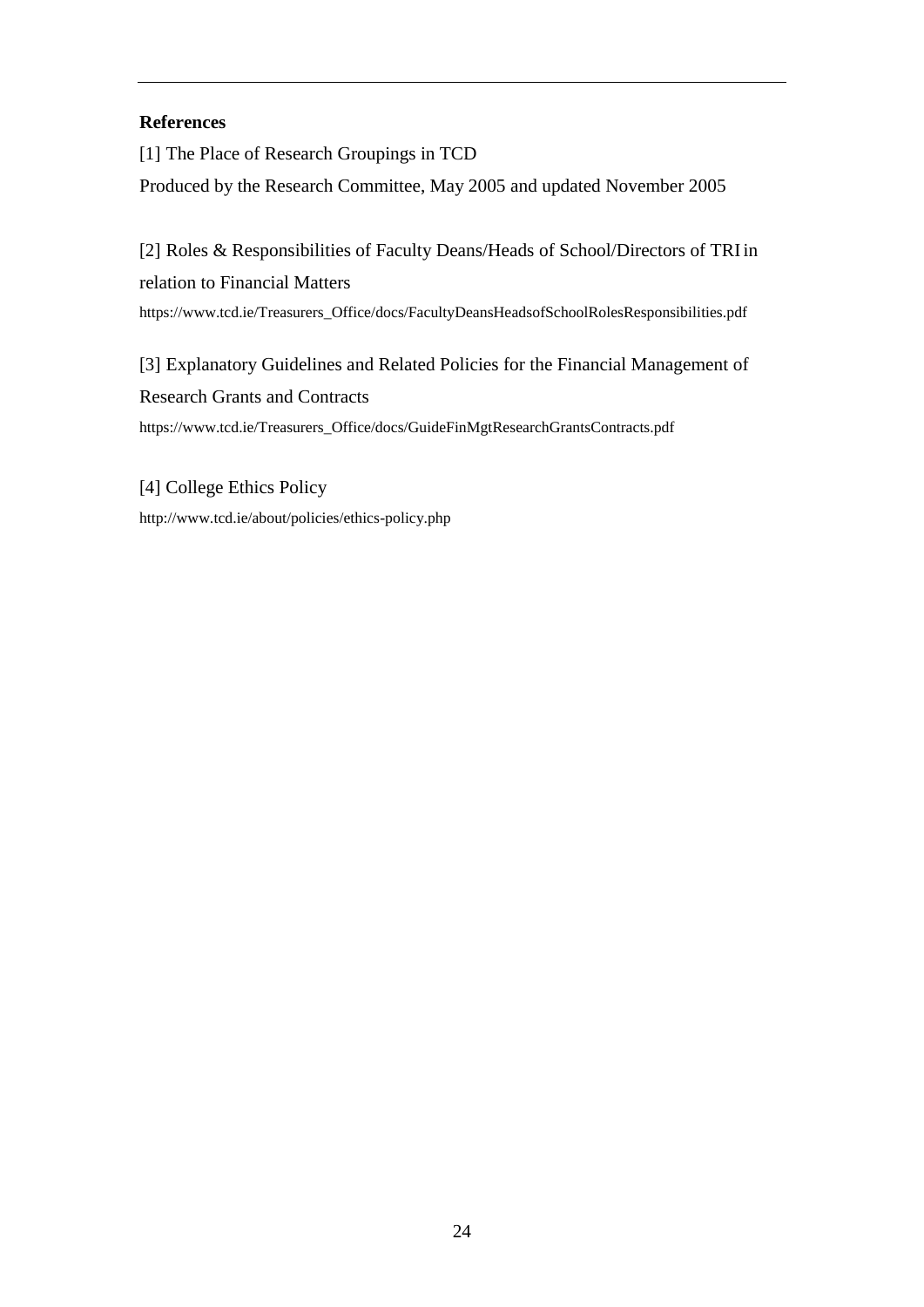**References**

[1] The Place of Research Groupings in TCD

Produced by the Research Committee, May 2005 and updated November 2005

[2] Roles & Responsibilities of Faculty Deans/Heads of School/Directors of TRI in relation to Financial Matters

https://www.tcd.ie/Treasurers_Office/docs/FacultyDeansHeadsofSchoolRolesResponsibilities.pdf

[3] Explanatory Guidelines and Related Policies for the Financial Management of Research Grants and Contracts

https://www.tcd.ie/Treasurers_Office/docs/GuideFinMgtResearchGrantsContracts.pdf

[4] College Ethics Policy

http://www.tcd.ie/about/policies/ethics-policy.php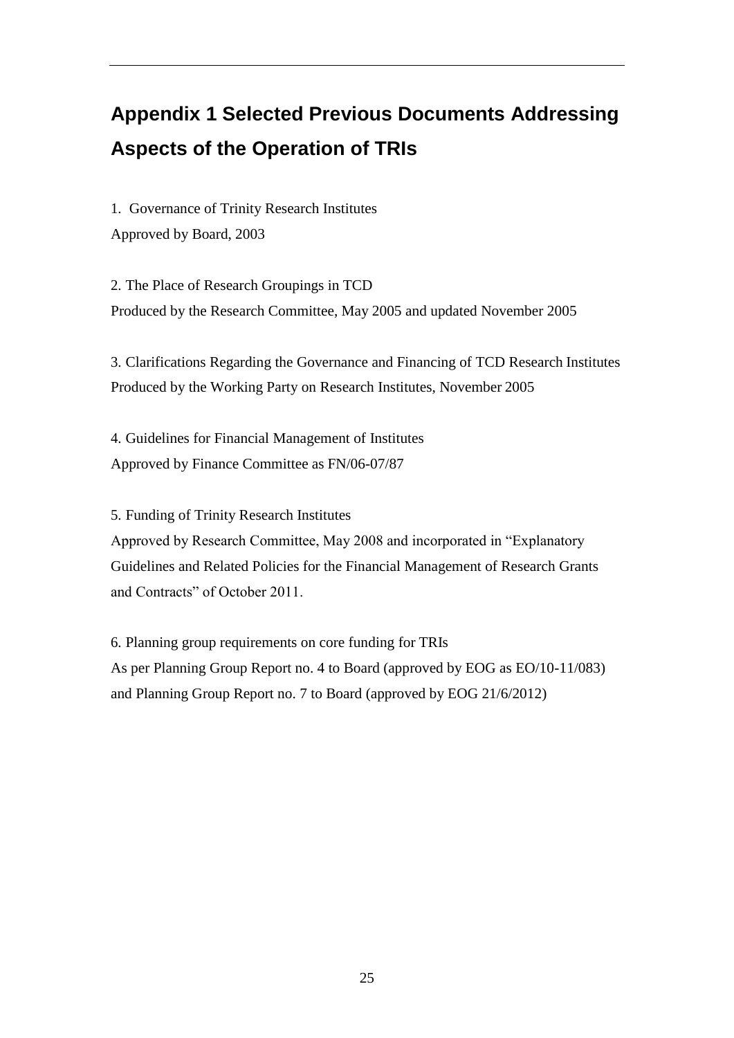# Appendix 1 Selected Previous Documents Addressing Aspects of the Operation of TRIs

1. Governance of Trinity Research Institutes
Approved by Board, 2003

2. The Place of Research Groupings in TCD
Produced by the Research Committee, May 2005 and updated November 2005

3. Clarifications Regarding the Governance and Financing of TCD Research Institutes
Produced by the Working Party on Research Institutes, November 2005

4. Guidelines for Financial Management of Institutes
Approved by Finance Committee as FN/06-07/87

5. Funding of Trinity Research Institutes
Approved by Research Committee, May 2008 and incorporated in "Explanatory Guidelines and Related Policies for the Financial Management of Research Grants and Contracts" of October 2011.

6. Planning group requirements on core funding for TRIs
As per Planning Group Report no. 4 to Board (approved by EOG as EO/10-11/083) and Planning Group Report no. 7 to Board (approved by EOG 21/6/2012)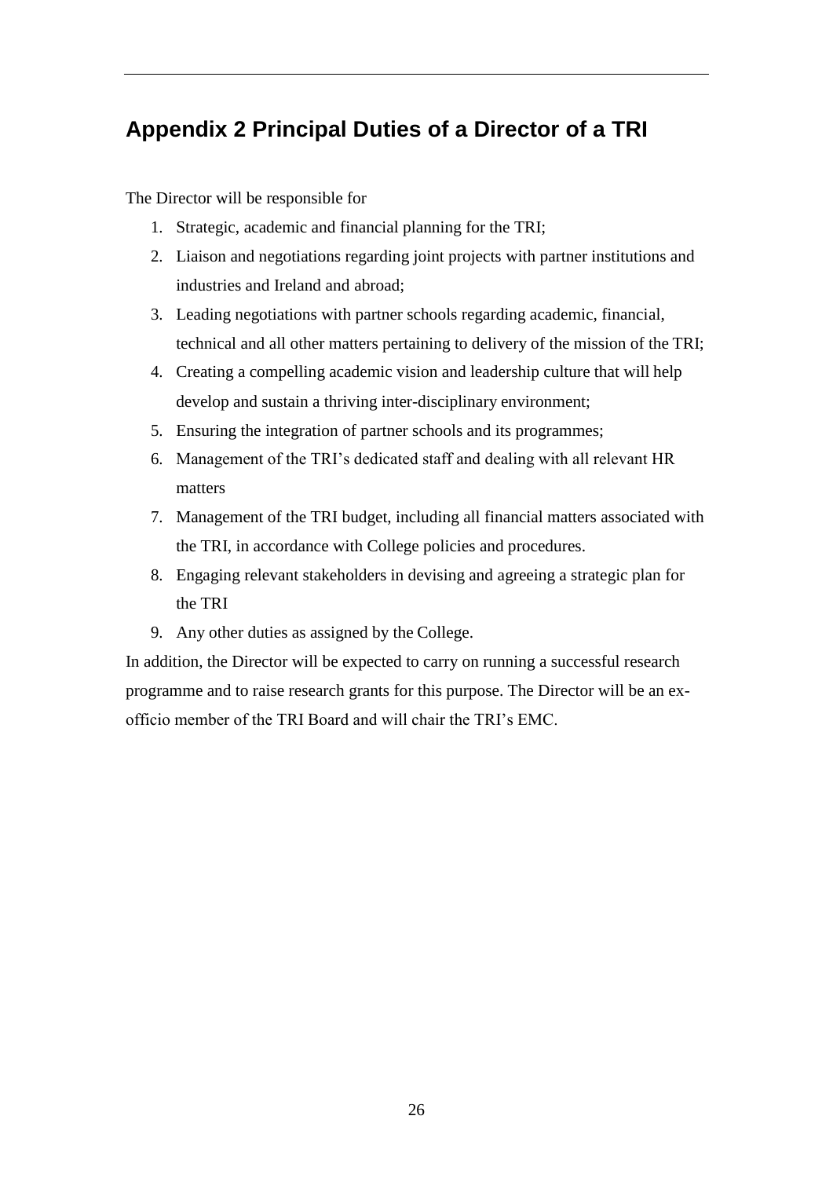## Appendix 2 Principal Duties of a Director of a TRI

The Director will be responsible for

1. Strategic, academic and financial planning for the TRI;
2. Liaison and negotiations regarding joint projects with partner institutions and industries and Ireland and abroad;
3. Leading negotiations with partner schools regarding academic, financial, technical and all other matters pertaining to delivery of the mission of the TRI;
4. Creating a compelling academic vision and leadership culture that will help develop and sustain a thriving inter-disciplinary environment;
5. Ensuring the integration of partner schools and its programmes;
6. Management of the TRI's dedicated staff and dealing with all relevant HR matters
7. Management of the TRI budget, including all financial matters associated with the TRI, in accordance with College policies and procedures.
8. Engaging relevant stakeholders in devising and agreeing a strategic plan for the TRI
9. Any other duties as assigned by the College.

In addition, the Director will be expected to carry on running a successful research programme and to raise research grants for this purpose. The Director will be an ex-officio member of the TRI Board and will chair the TRI's EMC.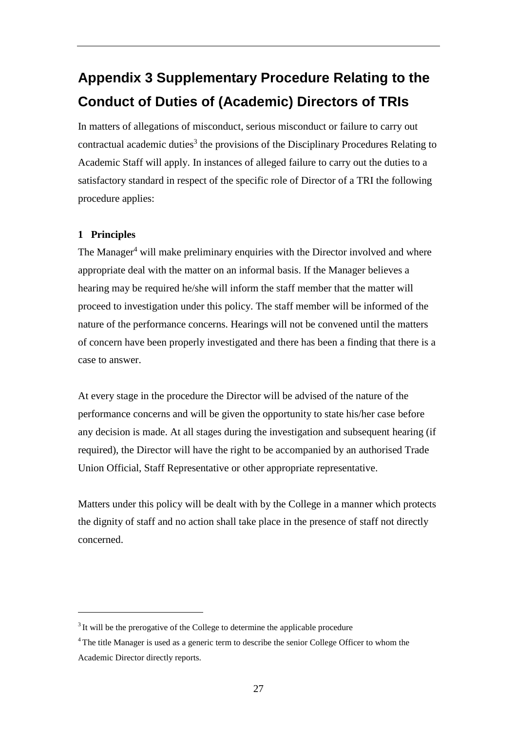# Appendix 3 Supplementary Procedure Relating to the Conduct of Duties of (Academic) Directors of TRIs

In matters of allegations of misconduct, serious misconduct or failure to carry out contractual academic duties[3] the provisions of the Disciplinary Procedures Relating to Academic Staff will apply. In instances of alleged failure to carry out the duties to a satisfactory standard in respect of the specific role of Director of a TRI the following procedure applies:

**1 Principles**

The Manager[4] will make preliminary enquiries with the Director involved and where appropriate deal with the matter on an informal basis. If the Manager believes a hearing may be required he/she will inform the staff member that the matter will proceed to investigation under this policy. The staff member will be informed of the nature of the performance concerns. Hearings will not be convened until the matters of concern have been properly investigated and there has been a finding that there is a case to answer.

At every stage in the procedure the Director will be advised of the nature of the performance concerns and will be given the opportunity to state his/her case before any decision is made. At all stages during the investigation and subsequent hearing (if required), the Director will have the right to be accompanied by an authorised Trade Union Official, Staff Representative or other appropriate representative.

Matters under this policy will be dealt with by the College in a manner which protects the dignity of staff and no action shall take place in the presence of staff not directly concerned.

---

[3] It will be the prerogative of the College to determine the applicable procedure

[4] The title Manager is used as a generic term to describe the senior College Officer to whom the Academic Director directly reports.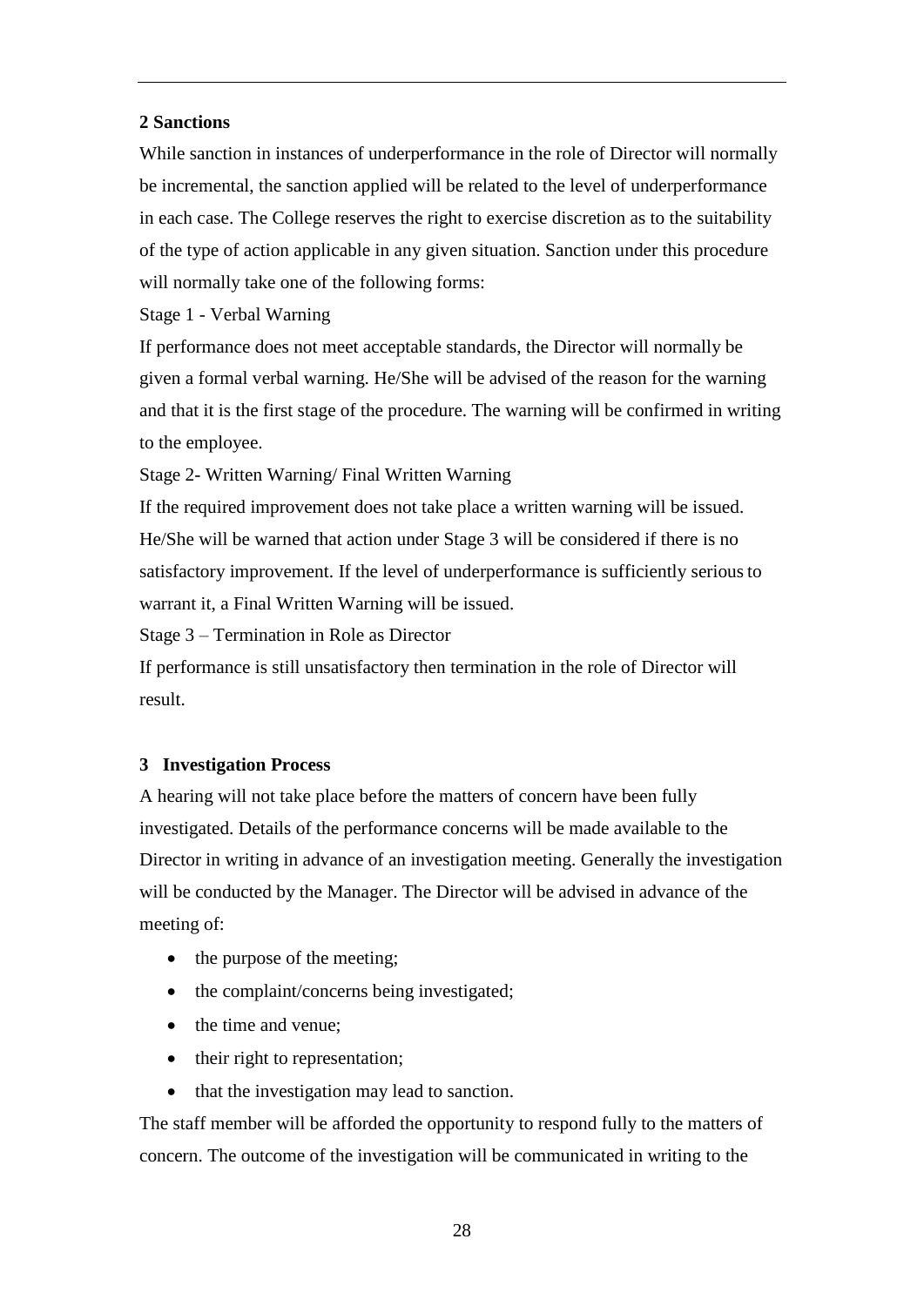## 2 Sanctions

While sanction in instances of underperformance in the role of Director will normally be incremental, the sanction applied will be related to the level of underperformance in each case. The College reserves the right to exercise discretion as to the suitability of the type of action applicable in any given situation. Sanction under this procedure will normally take one of the following forms:

Stage 1 - Verbal Warning

If performance does not meet acceptable standards, the Director will normally be given a formal verbal warning. He/She will be advised of the reason for the warning and that it is the first stage of the procedure. The warning will be confirmed in writing to the employee.

Stage 2- Written Warning/ Final Written Warning

If the required improvement does not take place a written warning will be issued. He/She will be warned that action under Stage 3 will be considered if there is no satisfactory improvement. If the level of underperformance is sufficiently serious to warrant it, a Final Written Warning will be issued.

Stage 3 – Termination in Role as Director

If performance is still unsatisfactory then termination in the role of Director will result.

## 3 Investigation Process

A hearing will not take place before the matters of concern have been fully investigated. Details of the performance concerns will be made available to the Director in writing in advance of an investigation meeting. Generally the investigation will be conducted by the Manager. The Director will be advised in advance of the meeting of:

- the purpose of the meeting;
- the complaint/concerns being investigated;
- the time and venue;
- their right to representation;
- that the investigation may lead to sanction.

The staff member will be afforded the opportunity to respond fully to the matters of concern. The outcome of the investigation will be communicated in writing to the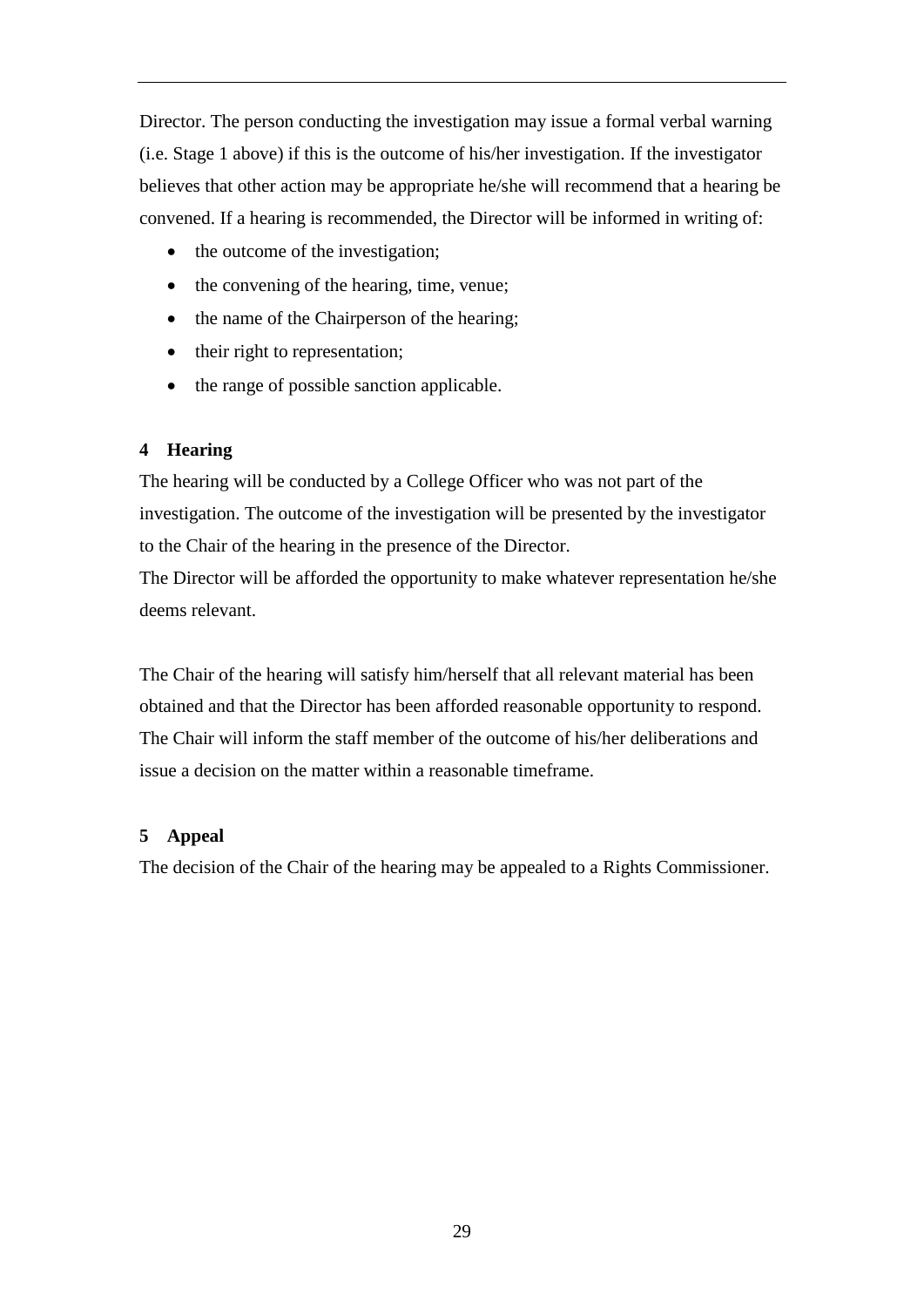Director. The person conducting the investigation may issue a formal verbal warning (i.e. Stage 1 above) if this is the outcome of his/her investigation. If the investigator believes that other action may be appropriate he/she will recommend that a hearing be convened. If a hearing is recommended, the Director will be informed in writing of:

- the outcome of the investigation;
- the convening of the hearing, time, venue;
- the name of the Chairperson of the hearing;
- their right to representation;
- the range of possible sanction applicable.

### 4 Hearing

The hearing will be conducted by a College Officer who was not part of the investigation. The outcome of the investigation will be presented by the investigator to the Chair of the hearing in the presence of the Director.
The Director will be afforded the opportunity to make whatever representation he/she deems relevant.

The Chair of the hearing will satisfy him/herself that all relevant material has been obtained and that the Director has been afforded reasonable opportunity to respond. The Chair will inform the staff member of the outcome of his/her deliberations and issue a decision on the matter within a reasonable timeframe.

### 5 Appeal

The decision of the Chair of the hearing may be appealed to a Rights Commissioner.